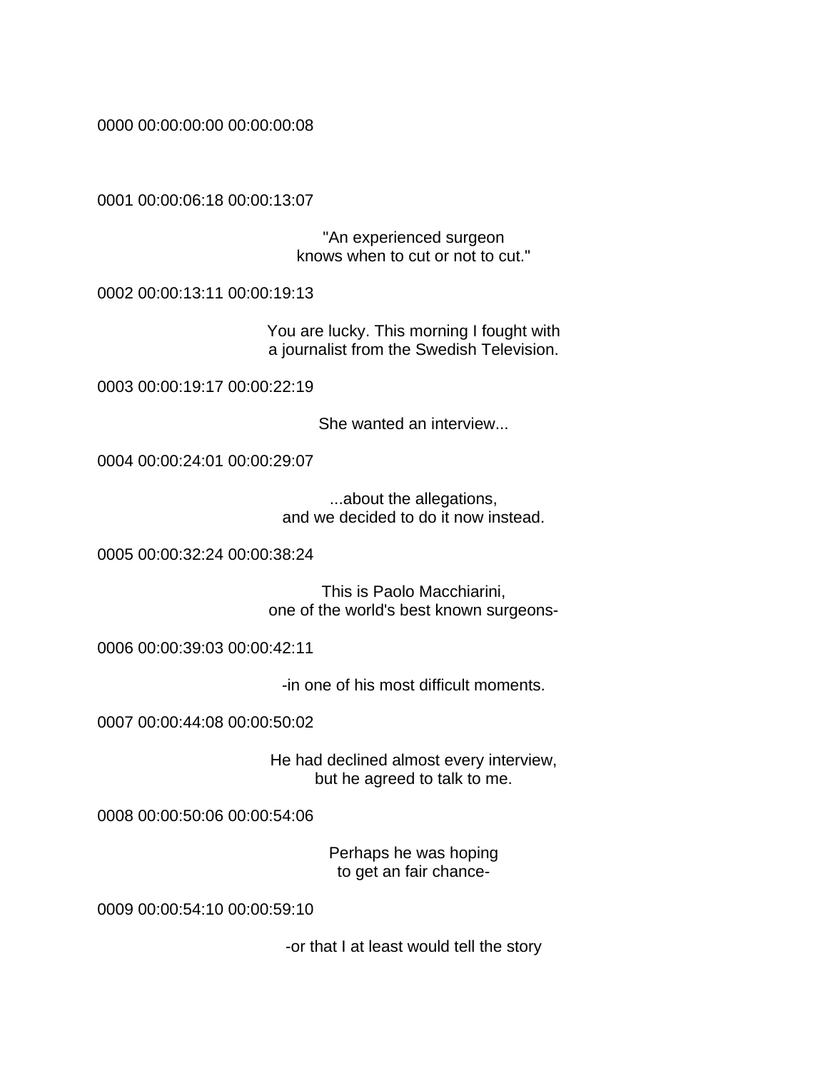0000 00:00:00:00 00:00:00:08

0001 00:00:06:18 00:00:13:07

"An experienced surgeon
knows when to cut or not to cut."

0002 00:00:13:11 00:00:19:13

You are lucky. This morning I fought with
a journalist from the Swedish Television.

0003 00:00:19:17 00:00:22:19

She wanted an interview...

0004 00:00:24:01 00:00:29:07

...about the allegations,
and we decided to do it now instead.

0005 00:00:32:24 00:00:38:24

This is Paolo Macchiarini,
one of the world's best known surgeons-

0006 00:00:39:03 00:00:42:11

-in one of his most difficult moments.

0007 00:00:44:08 00:00:50:02

He had declined almost every interview,
but he agreed to talk to me.

0008 00:00:50:06 00:00:54:06

Perhaps he was hoping
to get an fair chance-

0009 00:00:54:10 00:00:59:10

-or that I at least would tell the story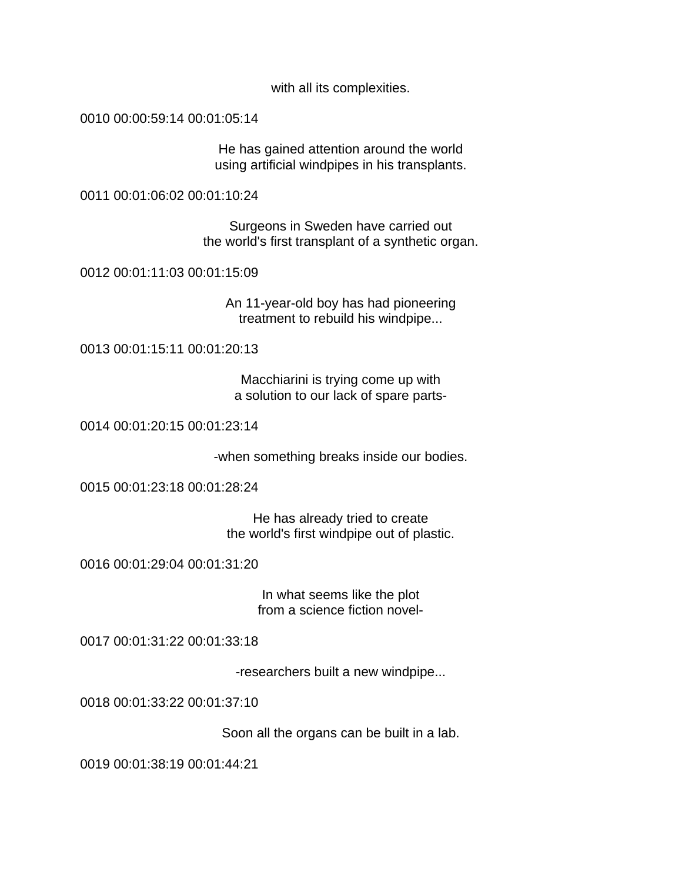with all its complexities.

0010 00:00:59:14 00:01:05:14

He has gained attention around the world
using artificial windpipes in his transplants.

0011 00:01:06:02 00:01:10:24

Surgeons in Sweden have carried out
the world's first transplant of a synthetic organ.

0012 00:01:11:03 00:01:15:09

An 11-year-old boy has had pioneering
treatment to rebuild his windpipe...

0013 00:01:15:11 00:01:20:13

Macchiarini is trying come up with
a solution to our lack of spare parts-

0014 00:01:20:15 00:01:23:14

-when something breaks inside our bodies.

0015 00:01:23:18 00:01:28:24

He has already tried to create
the world's first windpipe out of plastic.

0016 00:01:29:04 00:01:31:20

In what seems like the plot
from a science fiction novel-

0017 00:01:31:22 00:01:33:18

-researchers built a new windpipe...

0018 00:01:33:22 00:01:37:10

Soon all the organs can be built in a lab.

0019 00:01:38:19 00:01:44:21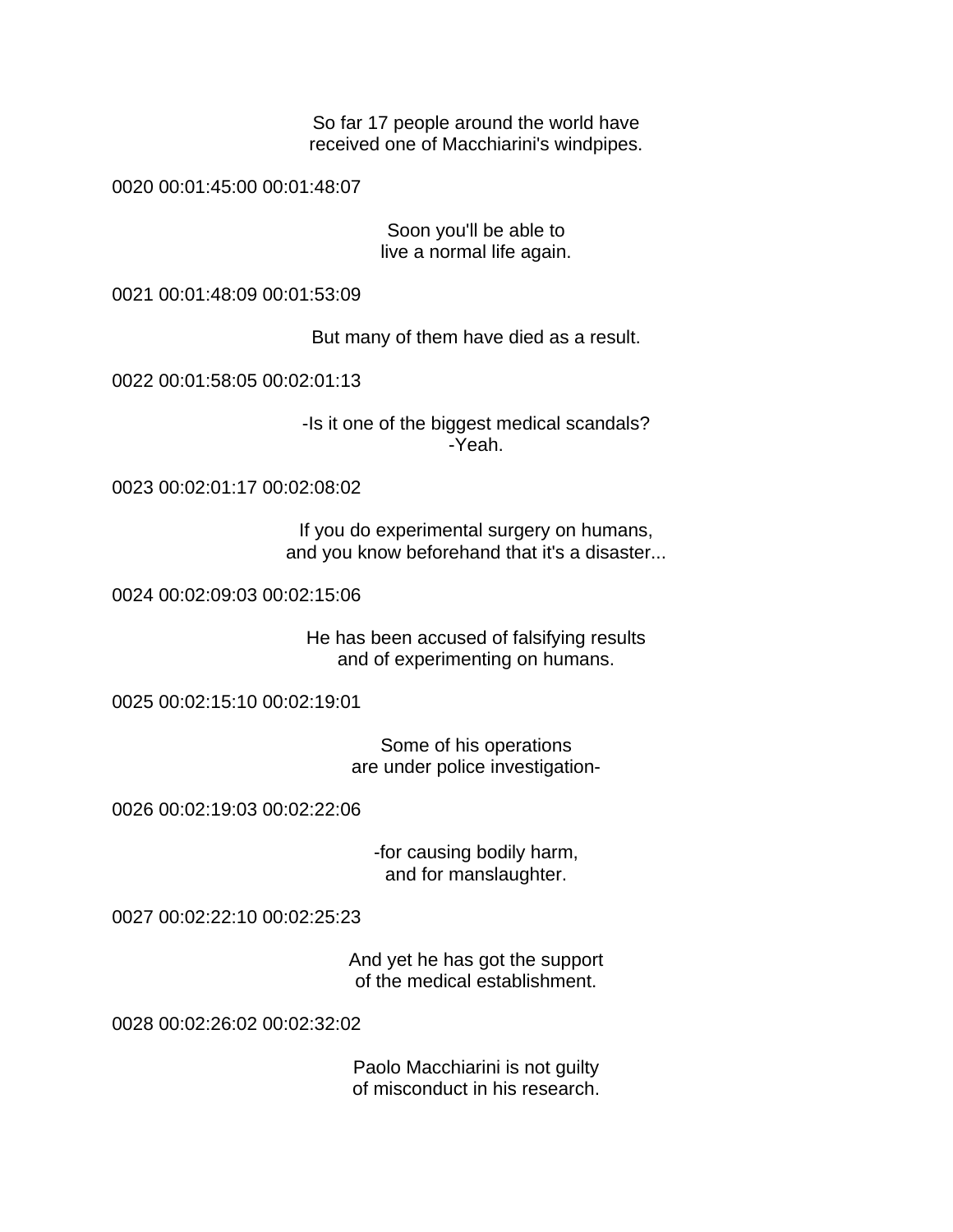So far 17 people around the world have
received one of Macchiarini's windpipes.

0020 00:01:45:00 00:01:48:07

Soon you'll be able to
live a normal life again.

0021 00:01:48:09 00:01:53:09

But many of them have died as a result.

0022 00:01:58:05 00:02:01:13

-Is it one of the biggest medical scandals?
-Yeah.

0023 00:02:01:17 00:02:08:02

If you do experimental surgery on humans,
and you know beforehand that it's a disaster...

0024 00:02:09:03 00:02:15:06

He has been accused of falsifying results
and of experimenting on humans.

0025 00:02:15:10 00:02:19:01

Some of his operations
are under police investigation-

0026 00:02:19:03 00:02:22:06

-for causing bodily harm,
and for manslaughter.

0027 00:02:22:10 00:02:25:23

And yet he has got the support
of the medical establishment.

0028 00:02:26:02 00:02:32:02

Paolo Macchiarini is not guilty
of misconduct in his research.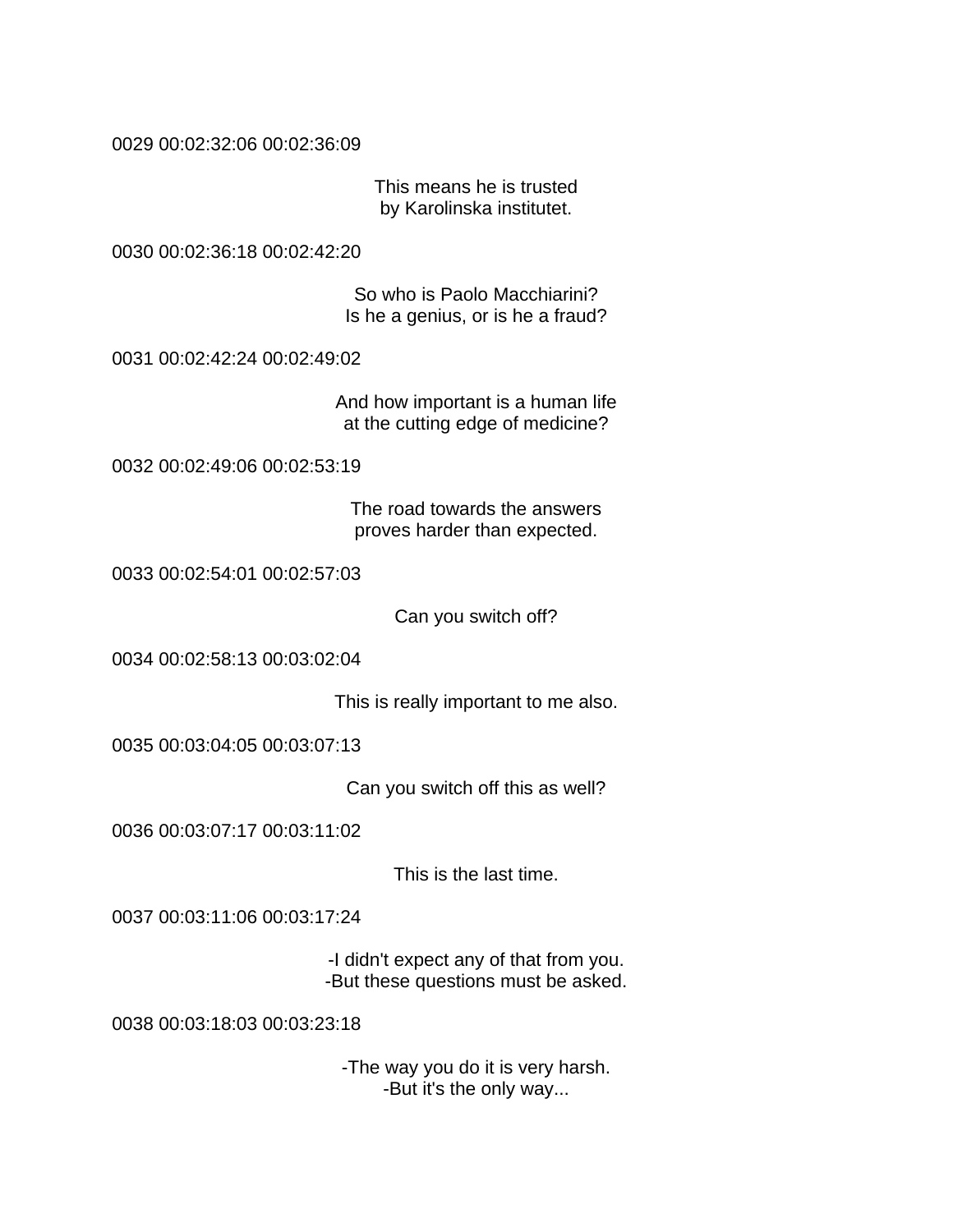0029 00:02:32:06 00:02:36:09

This means he is trusted
by Karolinska institutet.

0030 00:02:36:18 00:02:42:20

So who is Paolo Macchiarini?
Is he a genius, or is he a fraud?

0031 00:02:42:24 00:02:49:02

And how important is a human life
at the cutting edge of medicine?

0032 00:02:49:06 00:02:53:19

The road towards the answers
proves harder than expected.

0033 00:02:54:01 00:02:57:03

Can you switch off?

0034 00:02:58:13 00:03:02:04

This is really important to me also.

0035 00:03:04:05 00:03:07:13

Can you switch off this as well?

0036 00:03:07:17 00:03:11:02

This is the last time.

0037 00:03:11:06 00:03:17:24

-I didn't expect any of that from you.
-But these questions must be asked.

0038 00:03:18:03 00:03:23:18

-The way you do it is very harsh.
-But it's the only way...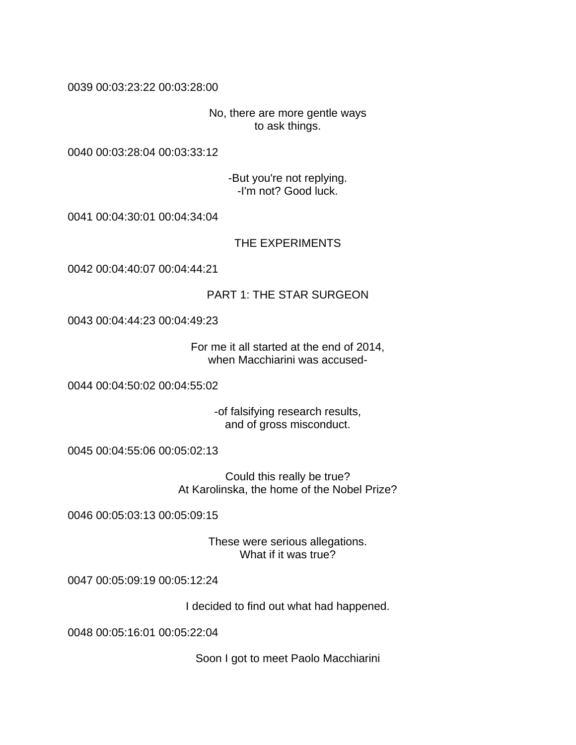0039 00:03:23:22 00:03:28:00

No, there are more gentle ways
to ask things.

0040 00:03:28:04 00:03:33:12

-But you're not replying.
-I'm not? Good luck.

0041 00:04:30:01 00:04:34:04

THE EXPERIMENTS

0042 00:04:40:07 00:04:44:21

PART 1: THE STAR SURGEON

0043 00:04:44:23 00:04:49:23

For me it all started at the end of 2014,
when Macchiarini was accused-

0044 00:04:50:02 00:04:55:02

-of falsifying research results,
and of gross misconduct.

0045 00:04:55:06 00:05:02:13

Could this really be true?
At Karolinska, the home of the Nobel Prize?

0046 00:05:03:13 00:05:09:15

These were serious allegations.
What if it was true?

0047 00:05:09:19 00:05:12:24

I decided to find out what had happened.

0048 00:05:16:01 00:05:22:04

Soon I got to meet Paolo Macchiarini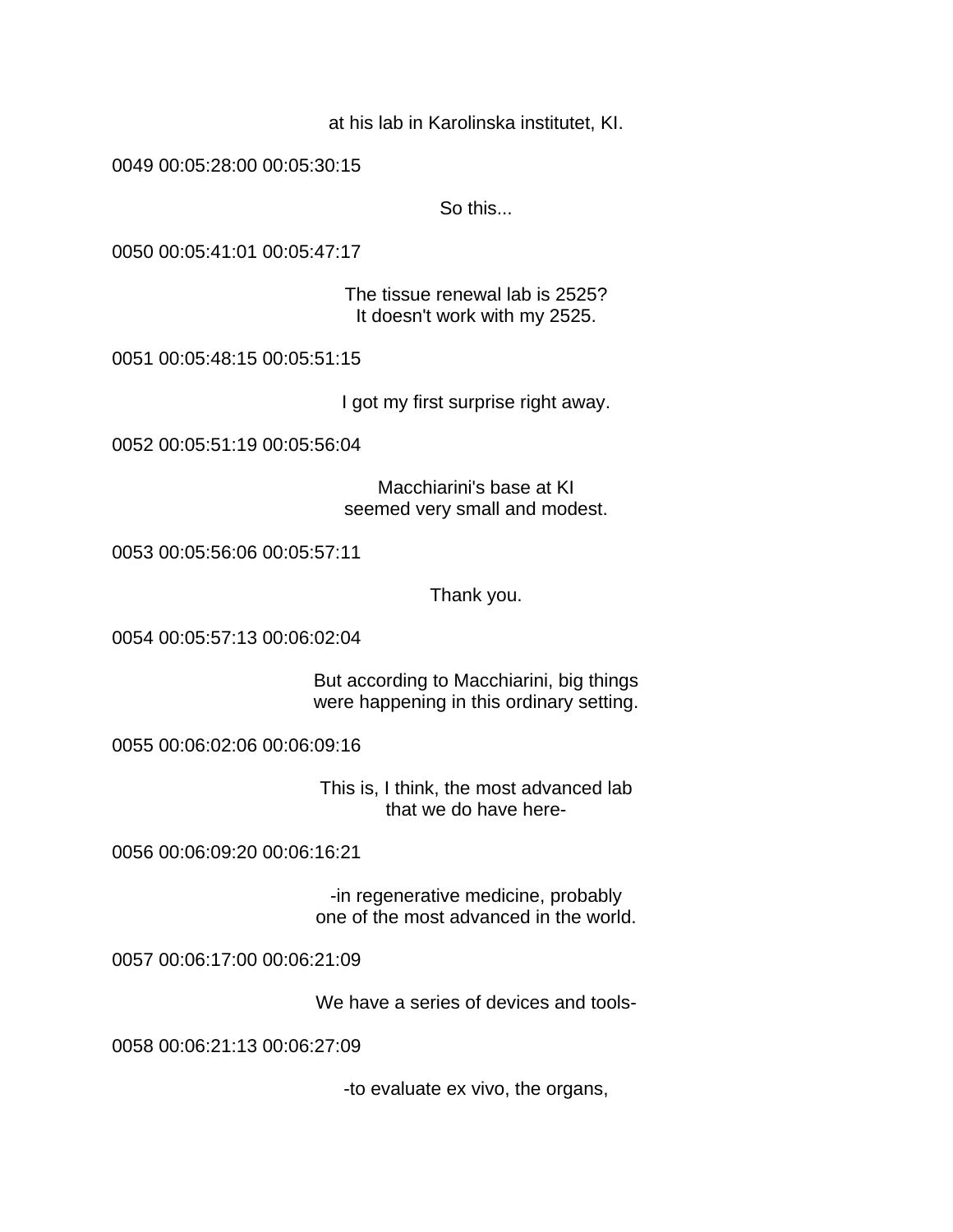at his lab in Karolinska institutet, KI.

0049 00:05:28:00 00:05:30:15

So this...

0050 00:05:41:01 00:05:47:17

The tissue renewal lab is 2525?
It doesn't work with my 2525.

0051 00:05:48:15 00:05:51:15

I got my first surprise right away.

0052 00:05:51:19 00:05:56:04

Macchiarini's base at KI
seemed very small and modest.

0053 00:05:56:06 00:05:57:11

Thank you.

0054 00:05:57:13 00:06:02:04

But according to Macchiarini, big things
were happening in this ordinary setting.

0055 00:06:02:06 00:06:09:16

This is, I think, the most advanced lab
that we do have here-

0056 00:06:09:20 00:06:16:21

-in regenerative medicine, probably
one of the most advanced in the world.

0057 00:06:17:00 00:06:21:09

We have a series of devices and tools-

0058 00:06:21:13 00:06:27:09

-to evaluate ex vivo, the organs,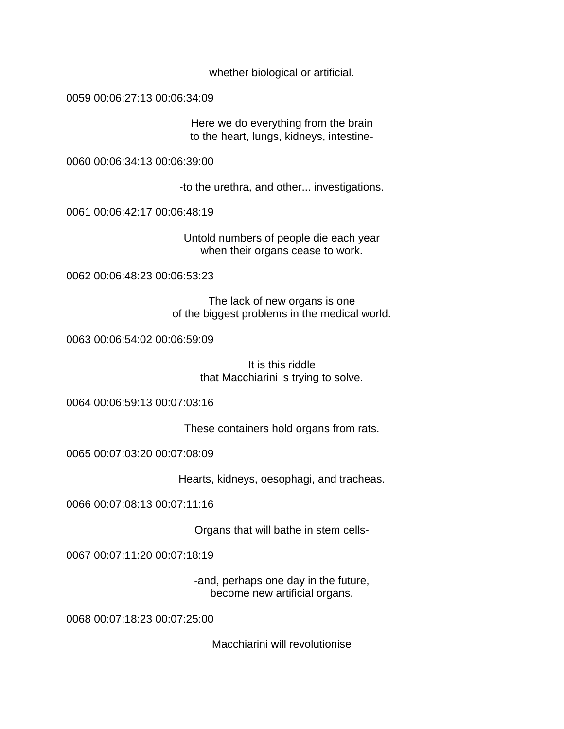whether biological or artificial.

0059 00:06:27:13 00:06:34:09

Here we do everything from the brain
to the heart, lungs, kidneys, intestine-

0060 00:06:34:13 00:06:39:00

-to the urethra, and other... investigations.

0061 00:06:42:17 00:06:48:19

Untold numbers of people die each year
when their organs cease to work.

0062 00:06:48:23 00:06:53:23

The lack of new organs is one
of the biggest problems in the medical world.

0063 00:06:54:02 00:06:59:09

It is this riddle
that Macchiarini is trying to solve.

0064 00:06:59:13 00:07:03:16

These containers hold organs from rats.

0065 00:07:03:20 00:07:08:09

Hearts, kidneys, oesophagi, and tracheas.

0066 00:07:08:13 00:07:11:16

Organs that will bathe in stem cells-

0067 00:07:11:20 00:07:18:19

-and, perhaps one day in the future,
become new artificial organs.

0068 00:07:18:23 00:07:25:00

Macchiarini will revolutionise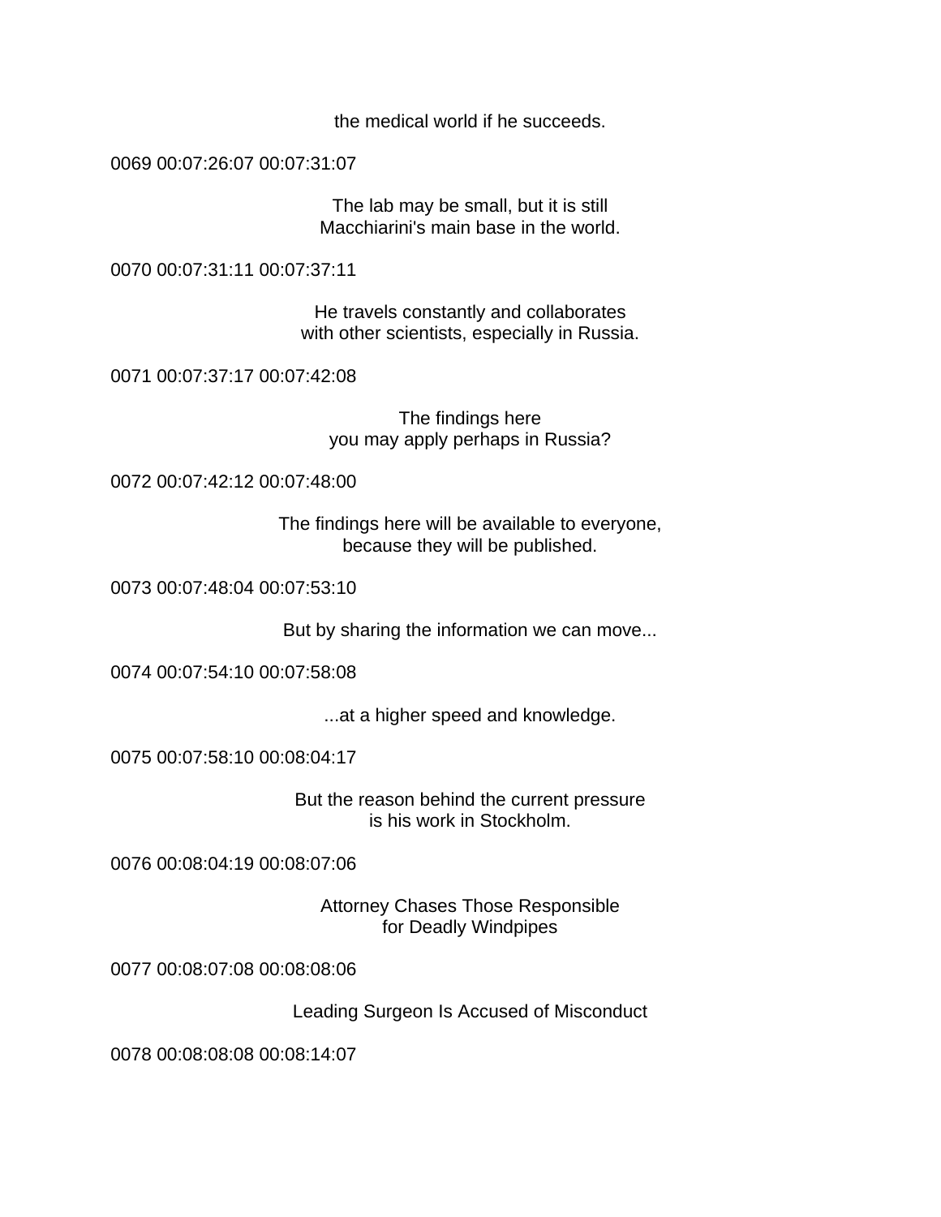the medical world if he succeeds.

0069 00:07:26:07 00:07:31:07

The lab may be small, but it is still
Macchiarini's main base in the world.

0070 00:07:31:11 00:07:37:11

He travels constantly and collaborates
with other scientists, especially in Russia.

0071 00:07:37:17 00:07:42:08

The findings here
you may apply perhaps in Russia?

0072 00:07:42:12 00:07:48:00

The findings here will be available to everyone,
because they will be published.

0073 00:07:48:04 00:07:53:10

But by sharing the information we can move...

0074 00:07:54:10 00:07:58:08

...at a higher speed and knowledge.

0075 00:07:58:10 00:08:04:17

But the reason behind the current pressure
is his work in Stockholm.

0076 00:08:04:19 00:08:07:06

Attorney Chases Those Responsible
for Deadly Windpipes

0077 00:08:07:08 00:08:08:06

Leading Surgeon Is Accused of Misconduct

0078 00:08:08:08 00:08:14:07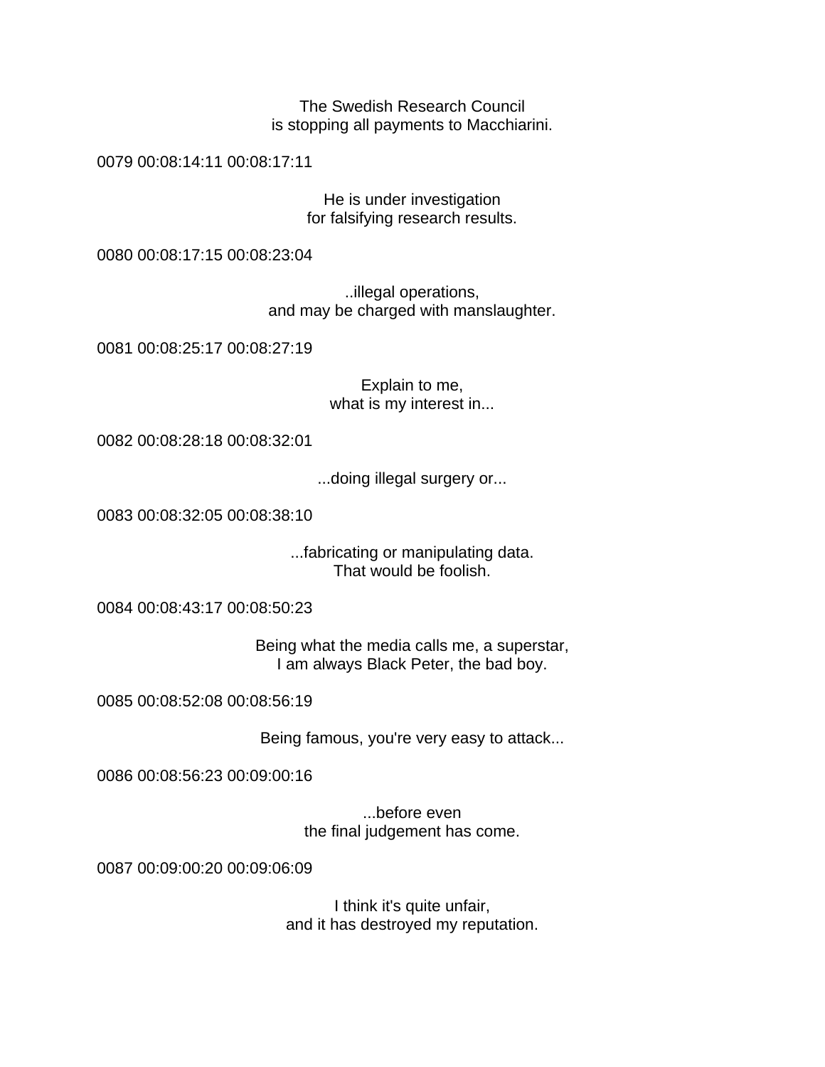The Swedish Research Council
is stopping all payments to Macchiarini.

0079 00:08:14:11 00:08:17:11

He is under investigation
for falsifying research results.

0080 00:08:17:15 00:08:23:04

..illegal operations,
and may be charged with manslaughter.

0081 00:08:25:17 00:08:27:19

Explain to me,
what is my interest in...

0082 00:08:28:18 00:08:32:01

...doing illegal surgery or...

0083 00:08:32:05 00:08:38:10

...fabricating or manipulating data.
That would be foolish.

0084 00:08:43:17 00:08:50:23

Being what the media calls me, a superstar,
I am always Black Peter, the bad boy.

0085 00:08:52:08 00:08:56:19

Being famous, you're very easy to attack...

0086 00:08:56:23 00:09:00:16

...before even
the final judgement has come.

0087 00:09:00:20 00:09:06:09

I think it's quite unfair,
and it has destroyed my reputation.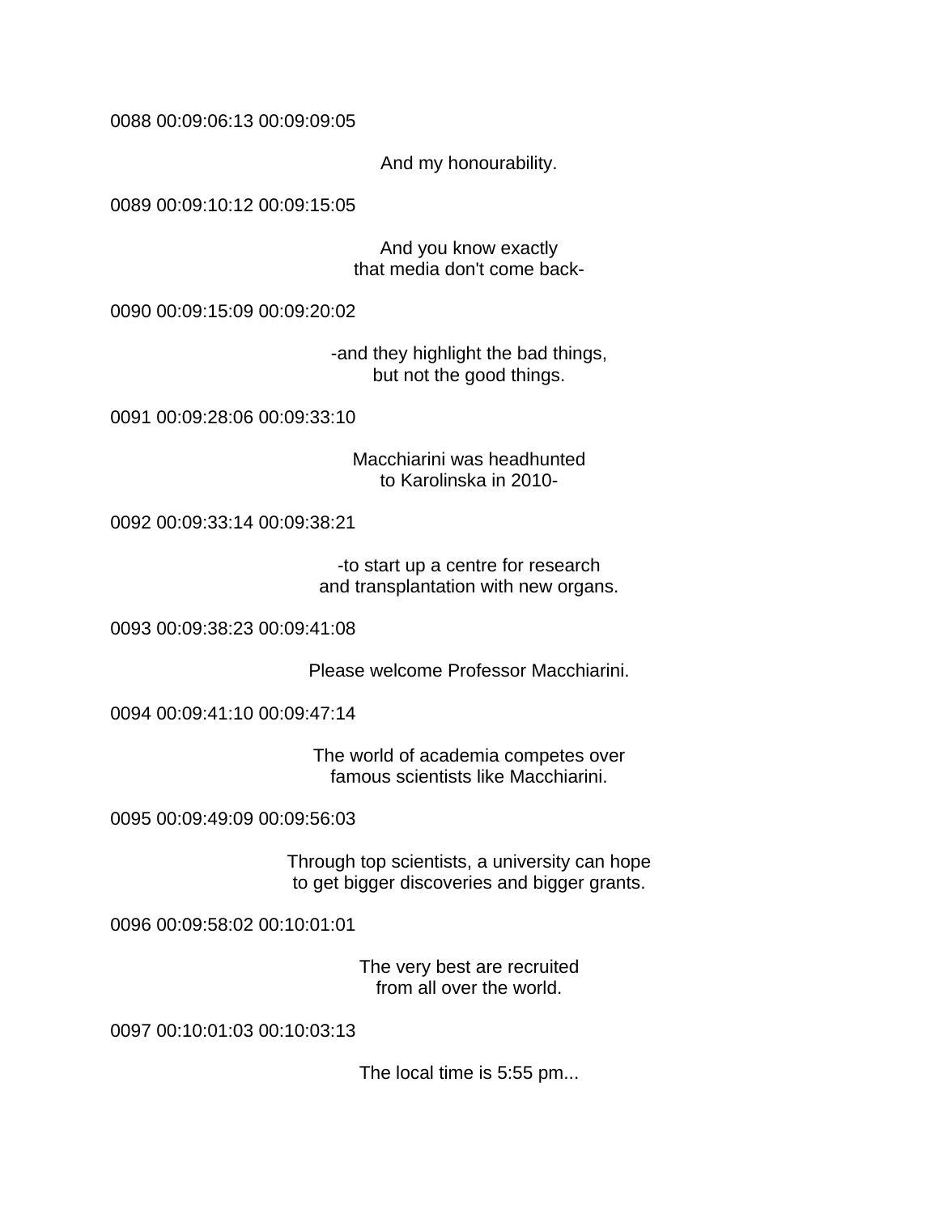0088 00:09:06:13 00:09:09:05

And my honourability.

0089 00:09:10:12 00:09:15:05

And you know exactly
that media don't come back-

0090 00:09:15:09 00:09:20:02

-and they highlight the bad things,
but not the good things.

0091 00:09:28:06 00:09:33:10

Macchiarini was headhunted
to Karolinska in 2010-

0092 00:09:33:14 00:09:38:21

-to start up a centre for research
and transplantation with new organs.

0093 00:09:38:23 00:09:41:08

Please welcome Professor Macchiarini.

0094 00:09:41:10 00:09:47:14

The world of academia competes over
famous scientists like Macchiarini.

0095 00:09:49:09 00:09:56:03

Through top scientists, a university can hope
to get bigger discoveries and bigger grants.

0096 00:09:58:02 00:10:01:01

The very best are recruited
from all over the world.

0097 00:10:01:03 00:10:03:13

The local time is 5:55 pm...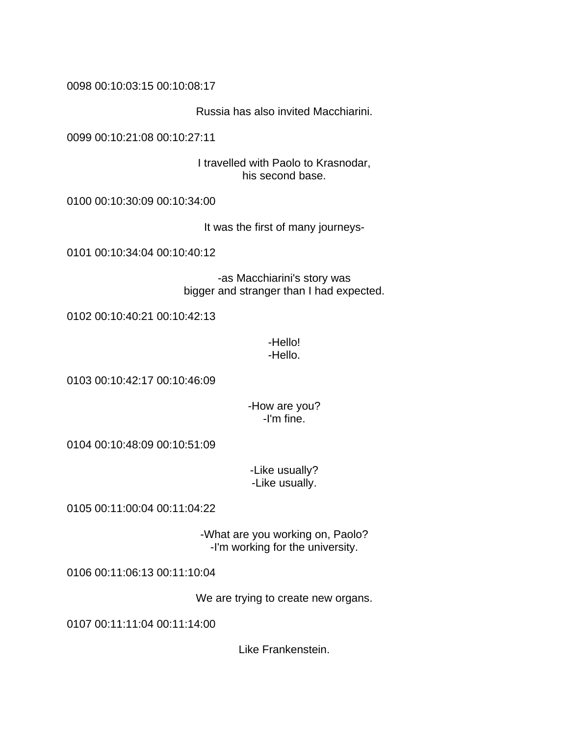0098 00:10:03:15 00:10:08:17

Russia has also invited Macchiarini.

0099 00:10:21:08 00:10:27:11

I travelled with Paolo to Krasnodar,
his second base.

0100 00:10:30:09 00:10:34:00

It was the first of many journeys-

0101 00:10:34:04 00:10:40:12

-as Macchiarini's story was
bigger and stranger than I had expected.

0102 00:10:40:21 00:10:42:13

-Hello!
-Hello.

0103 00:10:42:17 00:10:46:09

-How are you?
-I'm fine.

0104 00:10:48:09 00:10:51:09

-Like usually?
-Like usually.

0105 00:11:00:04 00:11:04:22

-What are you working on, Paolo?
-I'm working for the university.

0106 00:11:06:13 00:11:10:04

We are trying to create new organs.

0107 00:11:11:04 00:11:14:00

Like Frankenstein.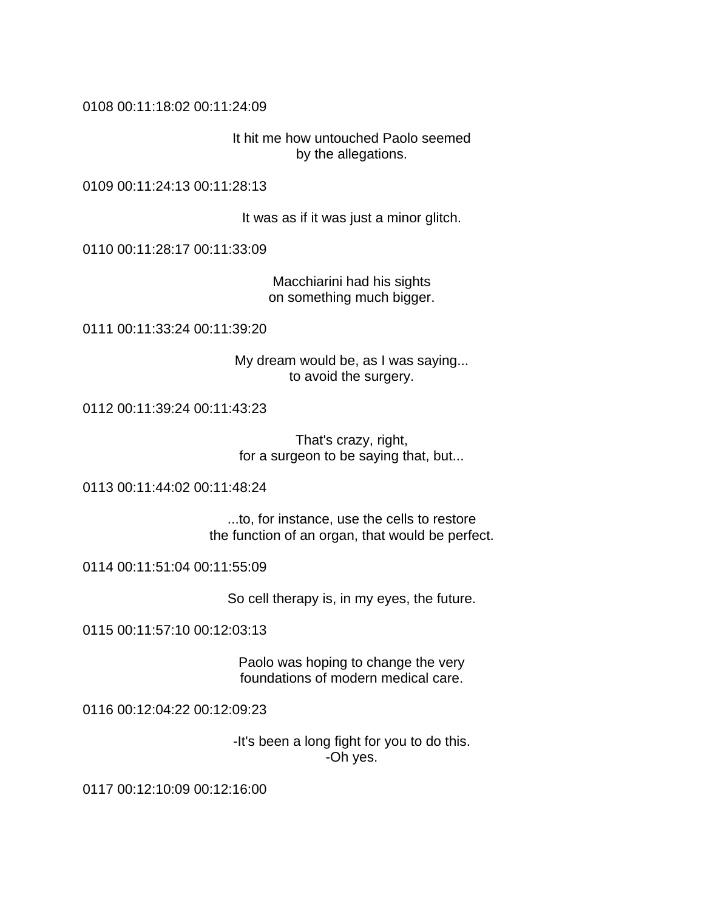0108 00:11:18:02 00:11:24:09

It hit me how untouched Paolo seemed
by the allegations.

0109 00:11:24:13 00:11:28:13

It was as if it was just a minor glitch.

0110 00:11:28:17 00:11:33:09

Macchiarini had his sights
on something much bigger.

0111 00:11:33:24 00:11:39:20

My dream would be, as I was saying...
to avoid the surgery.

0112 00:11:39:24 00:11:43:23

That's crazy, right,
for a surgeon to be saying that, but...

0113 00:11:44:02 00:11:48:24

...to, for instance, use the cells to restore
the function of an organ, that would be perfect.

0114 00:11:51:04 00:11:55:09

So cell therapy is, in my eyes, the future.

0115 00:11:57:10 00:12:03:13

Paolo was hoping to change the very
foundations of modern medical care.

0116 00:12:04:22 00:12:09:23

-It's been a long fight for you to do this.
-Oh yes.

0117 00:12:10:09 00:12:16:00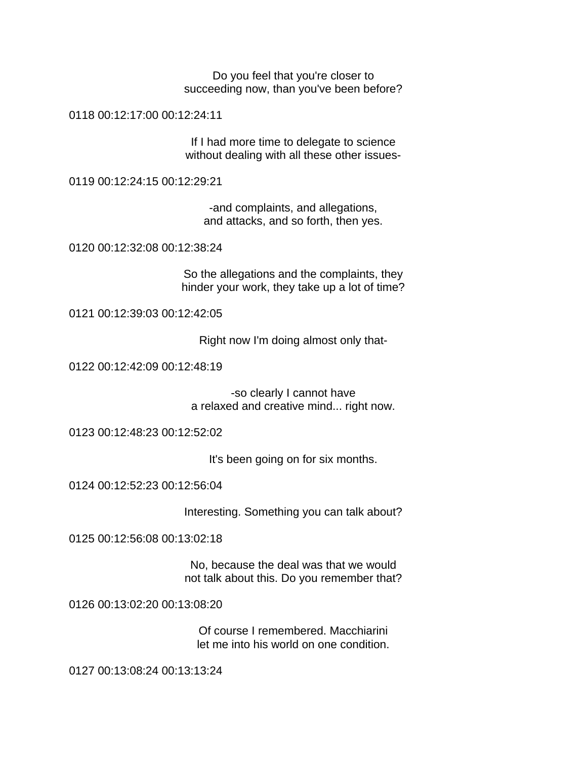Do you feel that you're closer to
succeeding now, than you've been before?

0118 00:12:17:00 00:12:24:11

If I had more time to delegate to science
without dealing with all these other issues-

0119 00:12:24:15 00:12:29:21

-and complaints, and allegations,
and attacks, and so forth, then yes.

0120 00:12:32:08 00:12:38:24

So the allegations and the complaints, they
hinder your work, they take up a lot of time?

0121 00:12:39:03 00:12:42:05

Right now I'm doing almost only that-

0122 00:12:42:09 00:12:48:19

-so clearly I cannot have
a relaxed and creative mind... right now.

0123 00:12:48:23 00:12:52:02

It's been going on for six months.

0124 00:12:52:23 00:12:56:04

Interesting. Something you can talk about?

0125 00:12:56:08 00:13:02:18

No, because the deal was that we would
not talk about this. Do you remember that?

0126 00:13:02:20 00:13:08:20

Of course I remembered. Macchiarini
let me into his world on one condition.

0127 00:13:08:24 00:13:13:24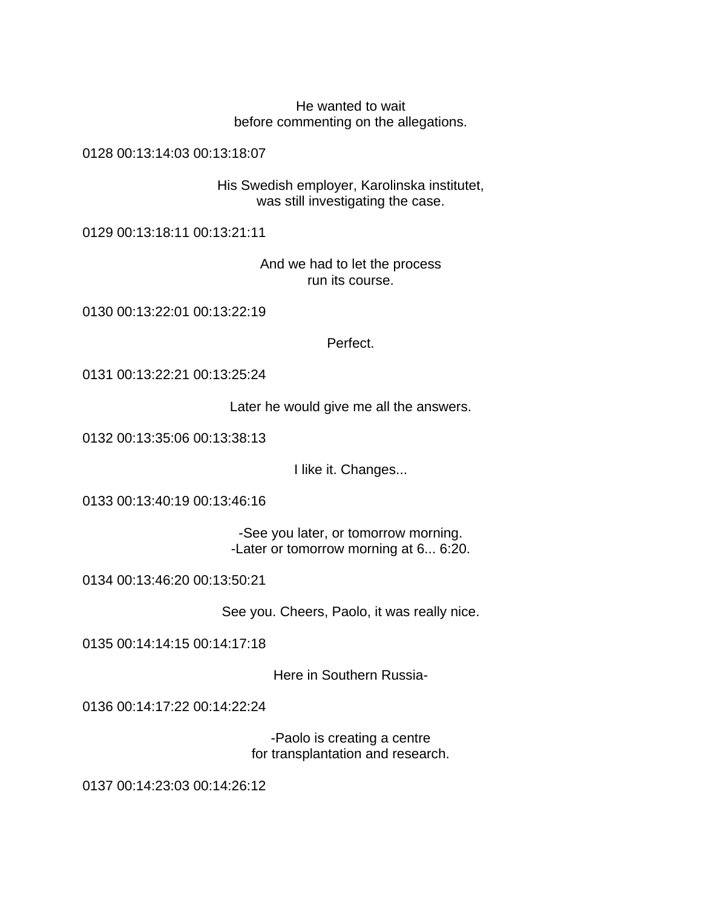He wanted to wait
before commenting on the allegations.

0128 00:13:14:03 00:13:18:07

His Swedish employer, Karolinska institutet,
was still investigating the case.

0129 00:13:18:11 00:13:21:11

And we had to let the process
run its course.

0130 00:13:22:01 00:13:22:19

Perfect.

0131 00:13:22:21 00:13:25:24

Later he would give me all the answers.

0132 00:13:35:06 00:13:38:13

I like it. Changes...

0133 00:13:40:19 00:13:46:16

-See you later, or tomorrow morning.
-Later or tomorrow morning at 6... 6:20.

0134 00:13:46:20 00:13:50:21

See you. Cheers, Paolo, it was really nice.

0135 00:14:14:15 00:14:17:18

Here in Southern Russia-

0136 00:14:17:22 00:14:22:24

-Paolo is creating a centre
for transplantation and research.

0137 00:14:23:03 00:14:26:12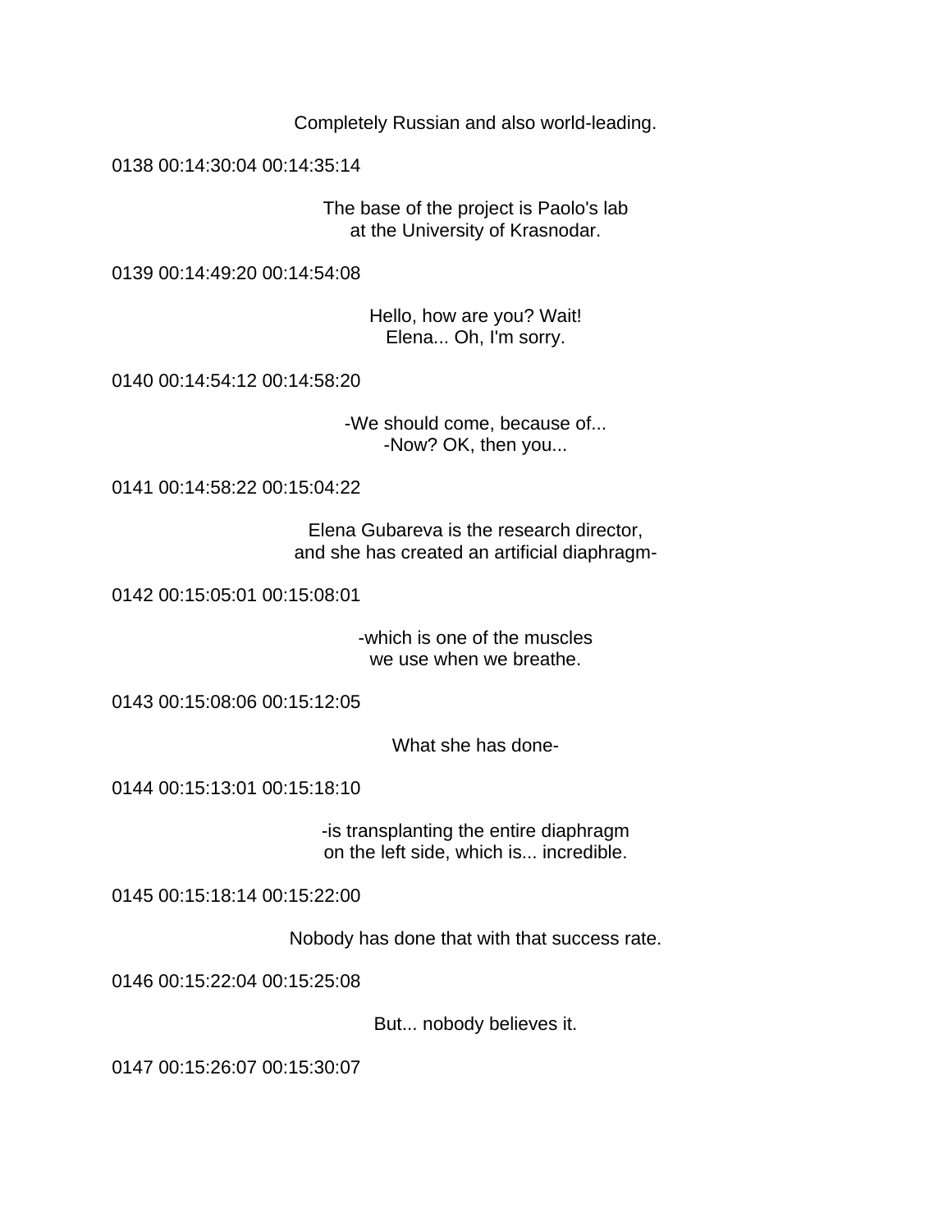Completely Russian and also world-leading.

0138 00:14:30:04 00:14:35:14

The base of the project is Paolo's lab
at the University of Krasnodar.

0139 00:14:49:20 00:14:54:08

Hello, how are you? Wait!
Elena... Oh, I'm sorry.

0140 00:14:54:12 00:14:58:20

-We should come, because of...
-Now? OK, then you...

0141 00:14:58:22 00:15:04:22

Elena Gubareva is the research director,
and she has created an artificial diaphragm-

0142 00:15:05:01 00:15:08:01

-which is one of the muscles
we use when we breathe.

0143 00:15:08:06 00:15:12:05

What she has done-

0144 00:15:13:01 00:15:18:10

-is transplanting the entire diaphragm
on the left side, which is... incredible.

0145 00:15:18:14 00:15:22:00

Nobody has done that with that success rate.

0146 00:15:22:04 00:15:25:08

But... nobody believes it.

0147 00:15:26:07 00:15:30:07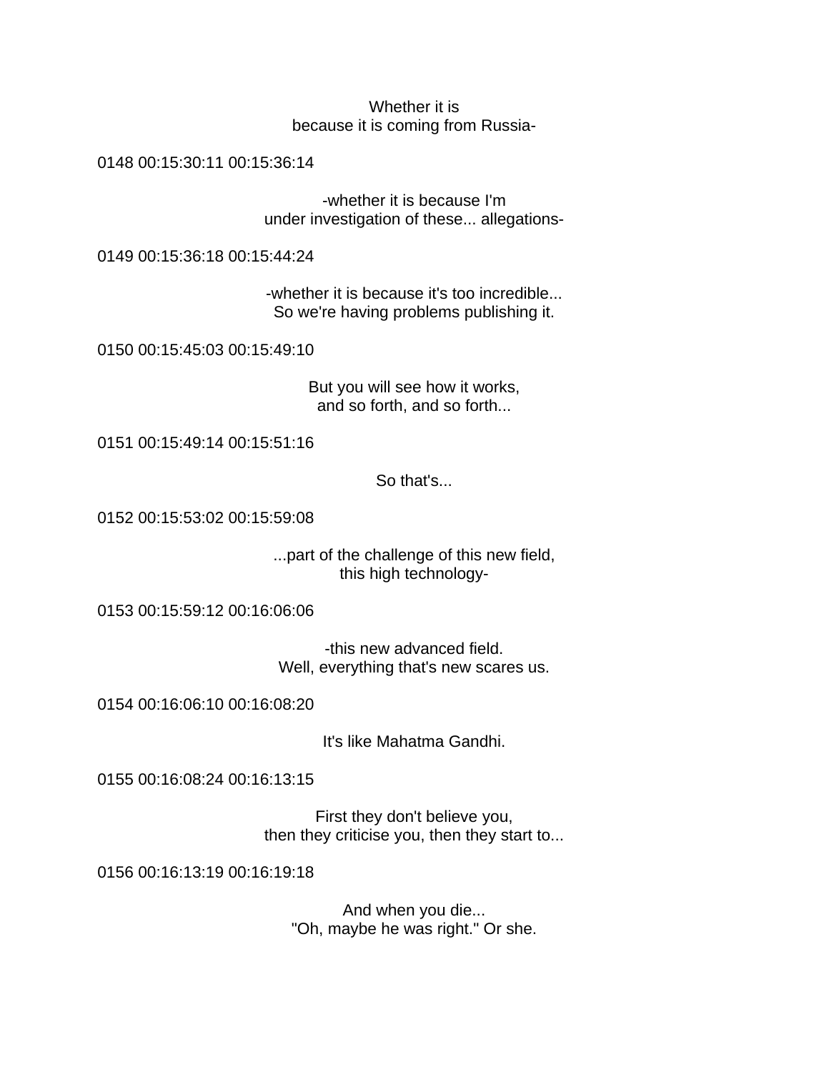Whether it is
because it is coming from Russia-

0148 00:15:30:11 00:15:36:14

-whether it is because I'm
under investigation of these... allegations-

0149 00:15:36:18 00:15:44:24

-whether it is because it's too incredible...
So we're having problems publishing it.

0150 00:15:45:03 00:15:49:10

But you will see how it works,
and so forth, and so forth...

0151 00:15:49:14 00:15:51:16

So that's...

0152 00:15:53:02 00:15:59:08

...part of the challenge of this new field,
this high technology-

0153 00:15:59:12 00:16:06:06

-this new advanced field.
Well, everything that's new scares us.

0154 00:16:06:10 00:16:08:20

It's like Mahatma Gandhi.

0155 00:16:08:24 00:16:13:15

First they don't believe you,
then they criticise you, then they start to...

0156 00:16:13:19 00:16:19:18

And when you die...
"Oh, maybe he was right." Or she.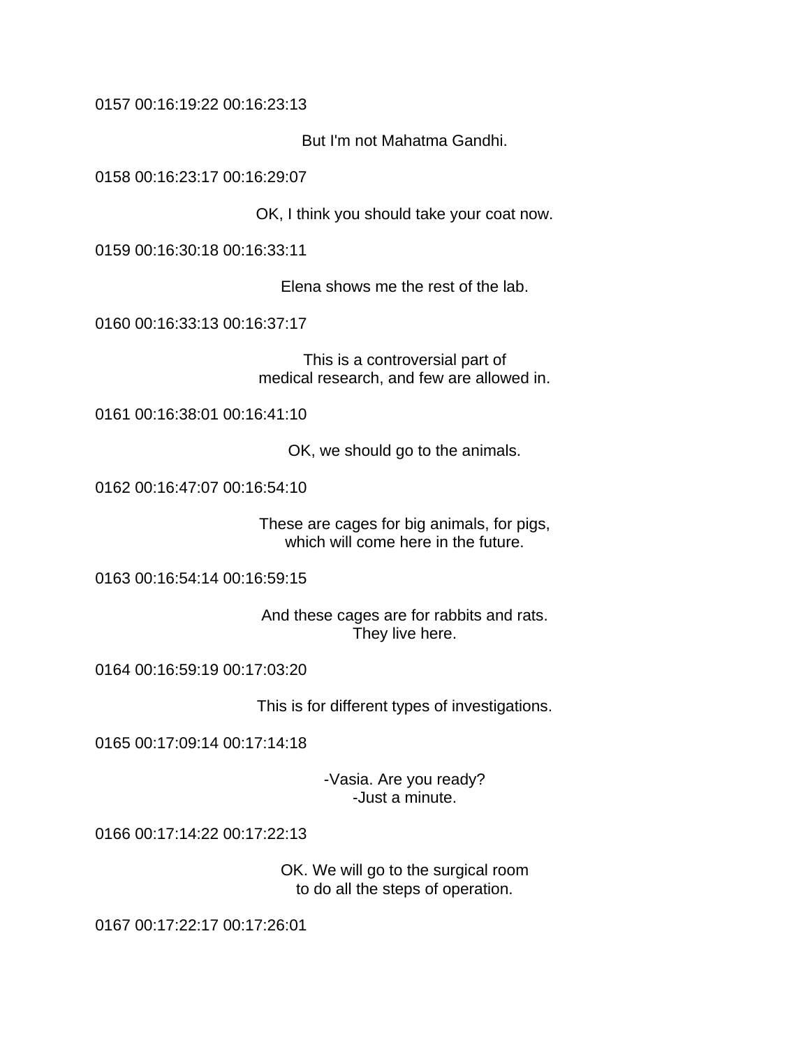0157 00:16:19:22 00:16:23:13

But I'm not Mahatma Gandhi.

0158 00:16:23:17 00:16:29:07

OK, I think you should take your coat now.

0159 00:16:30:18 00:16:33:11

Elena shows me the rest of the lab.

0160 00:16:33:13 00:16:37:17

This is a controversial part of
medical research, and few are allowed in.

0161 00:16:38:01 00:16:41:10

OK, we should go to the animals.

0162 00:16:47:07 00:16:54:10

These are cages for big animals, for pigs,
which will come here in the future.

0163 00:16:54:14 00:16:59:15

And these cages are for rabbits and rats.
They live here.

0164 00:16:59:19 00:17:03:20

This is for different types of investigations.

0165 00:17:09:14 00:17:14:18

-Vasia. Are you ready?
-Just a minute.

0166 00:17:14:22 00:17:22:13

OK. We will go to the surgical room
to do all the steps of operation.

0167 00:17:22:17 00:17:26:01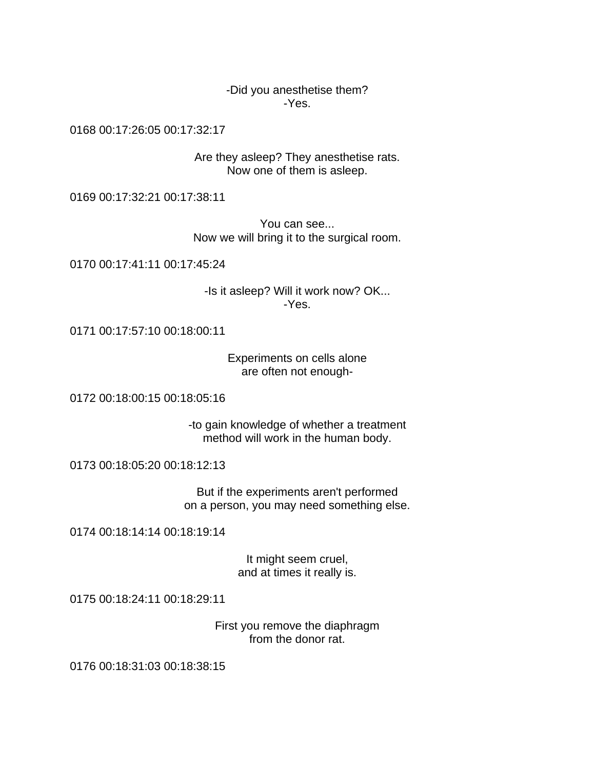-Did you anesthetise them?
-Yes.

0168 00:17:26:05 00:17:32:17

Are they asleep? They anesthetise rats.
Now one of them is asleep.

0169 00:17:32:21 00:17:38:11

You can see...
Now we will bring it to the surgical room.

0170 00:17:41:11 00:17:45:24

-Is it asleep? Will it work now? OK...
-Yes.

0171 00:17:57:10 00:18:00:11

Experiments on cells alone
are often not enough-

0172 00:18:00:15 00:18:05:16

-to gain knowledge of whether a treatment
method will work in the human body.

0173 00:18:05:20 00:18:12:13

But if the experiments aren't performed
on a person, you may need something else.

0174 00:18:14:14 00:18:19:14

It might seem cruel,
and at times it really is.

0175 00:18:24:11 00:18:29:11

First you remove the diaphragm
from the donor rat.

0176 00:18:31:03 00:18:38:15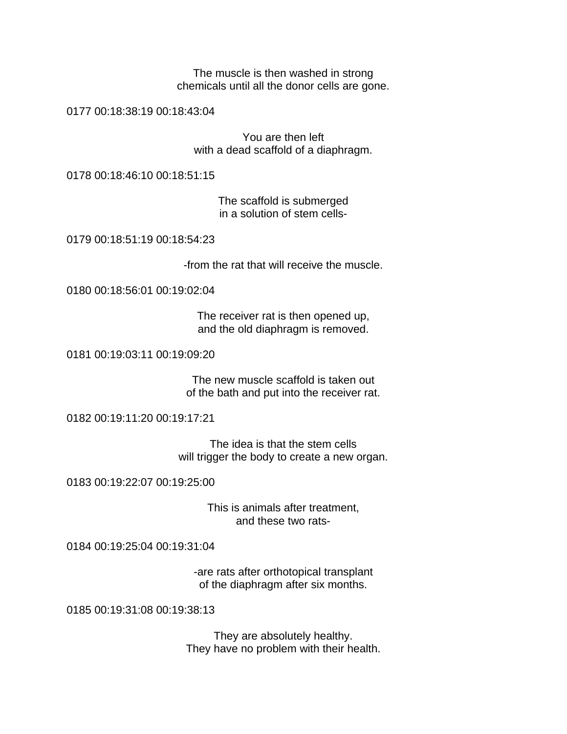The muscle is then washed in strong
chemicals until all the donor cells are gone.

0177 00:18:38:19 00:18:43:04

You are then left
with a dead scaffold of a diaphragm.

0178 00:18:46:10 00:18:51:15

The scaffold is submerged
in a solution of stem cells-

0179 00:18:51:19 00:18:54:23

-from the rat that will receive the muscle.

0180 00:18:56:01 00:19:02:04

The receiver rat is then opened up,
and the old diaphragm is removed.

0181 00:19:03:11 00:19:09:20

The new muscle scaffold is taken out
of the bath and put into the receiver rat.

0182 00:19:11:20 00:19:17:21

The idea is that the stem cells
will trigger the body to create a new organ.

0183 00:19:22:07 00:19:25:00

This is animals after treatment,
and these two rats-

0184 00:19:25:04 00:19:31:04

-are rats after orthotopical transplant
of the diaphragm after six months.

0185 00:19:31:08 00:19:38:13

They are absolutely healthy.
They have no problem with their health.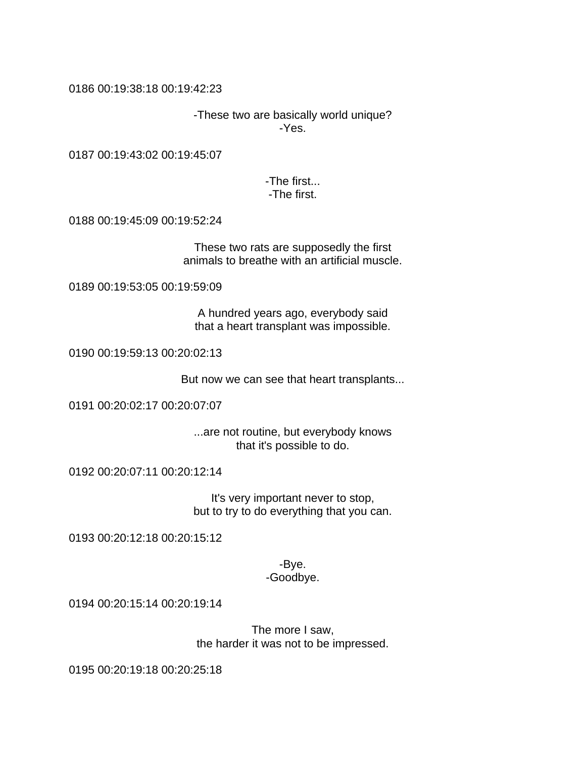0186 00:19:38:18 00:19:42:23

-These two are basically world unique?
-Yes.

0187 00:19:43:02 00:19:45:07

-The first...
-The first.

0188 00:19:45:09 00:19:52:24

These two rats are supposedly the first
animals to breathe with an artificial muscle.

0189 00:19:53:05 00:19:59:09

A hundred years ago, everybody said
that a heart transplant was impossible.

0190 00:19:59:13 00:20:02:13

But now we can see that heart transplants...

0191 00:20:02:17 00:20:07:07

...are not routine, but everybody knows
that it's possible to do.

0192 00:20:07:11 00:20:12:14

It's very important never to stop,
but to try to do everything that you can.

0193 00:20:12:18 00:20:15:12

-Bye.
-Goodbye.

0194 00:20:15:14 00:20:19:14

The more I saw,
the harder it was not to be impressed.

0195 00:20:19:18 00:20:25:18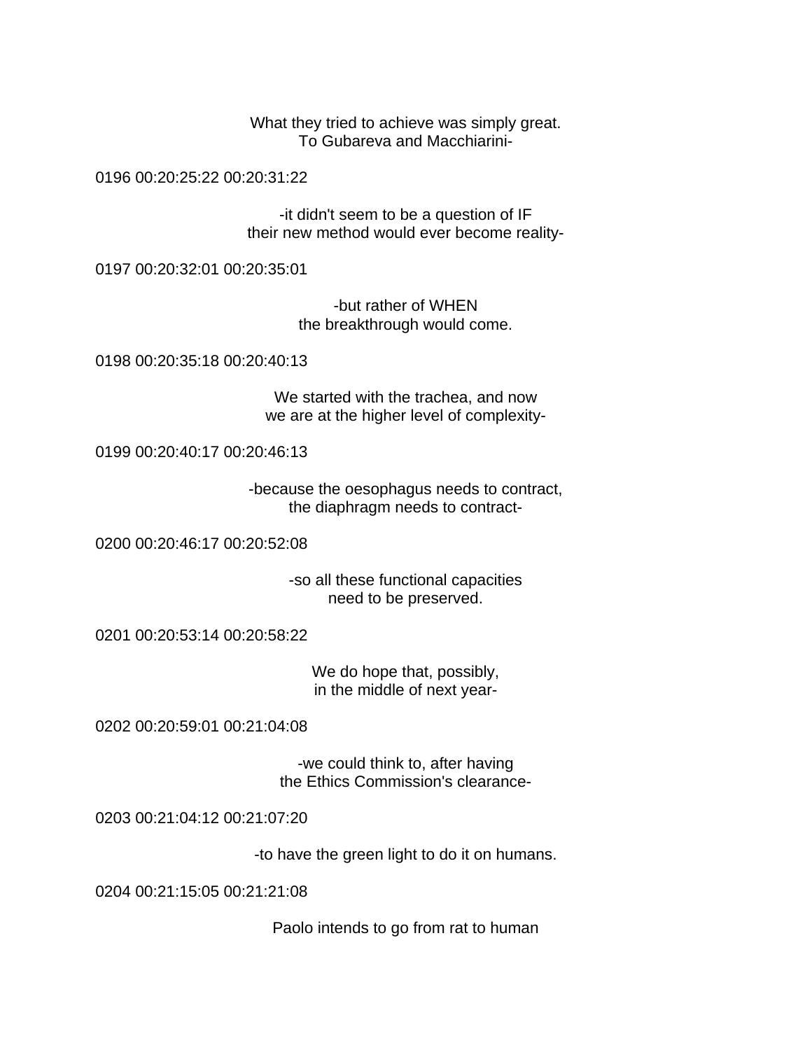What they tried to achieve was simply great.
To Gubareva and Macchiarini-

0196 00:20:25:22 00:20:31:22

-it didn't seem to be a question of IF
their new method would ever become reality-

0197 00:20:32:01 00:20:35:01

-but rather of WHEN
the breakthrough would come.

0198 00:20:35:18 00:20:40:13

We started with the trachea, and now
we are at the higher level of complexity-

0199 00:20:40:17 00:20:46:13

-because the oesophagus needs to contract,
the diaphragm needs to contract-

0200 00:20:46:17 00:20:52:08

-so all these functional capacities
need to be preserved.

0201 00:20:53:14 00:20:58:22

We do hope that, possibly,
in the middle of next year-

0202 00:20:59:01 00:21:04:08

-we could think to, after having
the Ethics Commission's clearance-

0203 00:21:04:12 00:21:07:20

-to have the green light to do it on humans.

0204 00:21:15:05 00:21:21:08

Paolo intends to go from rat to human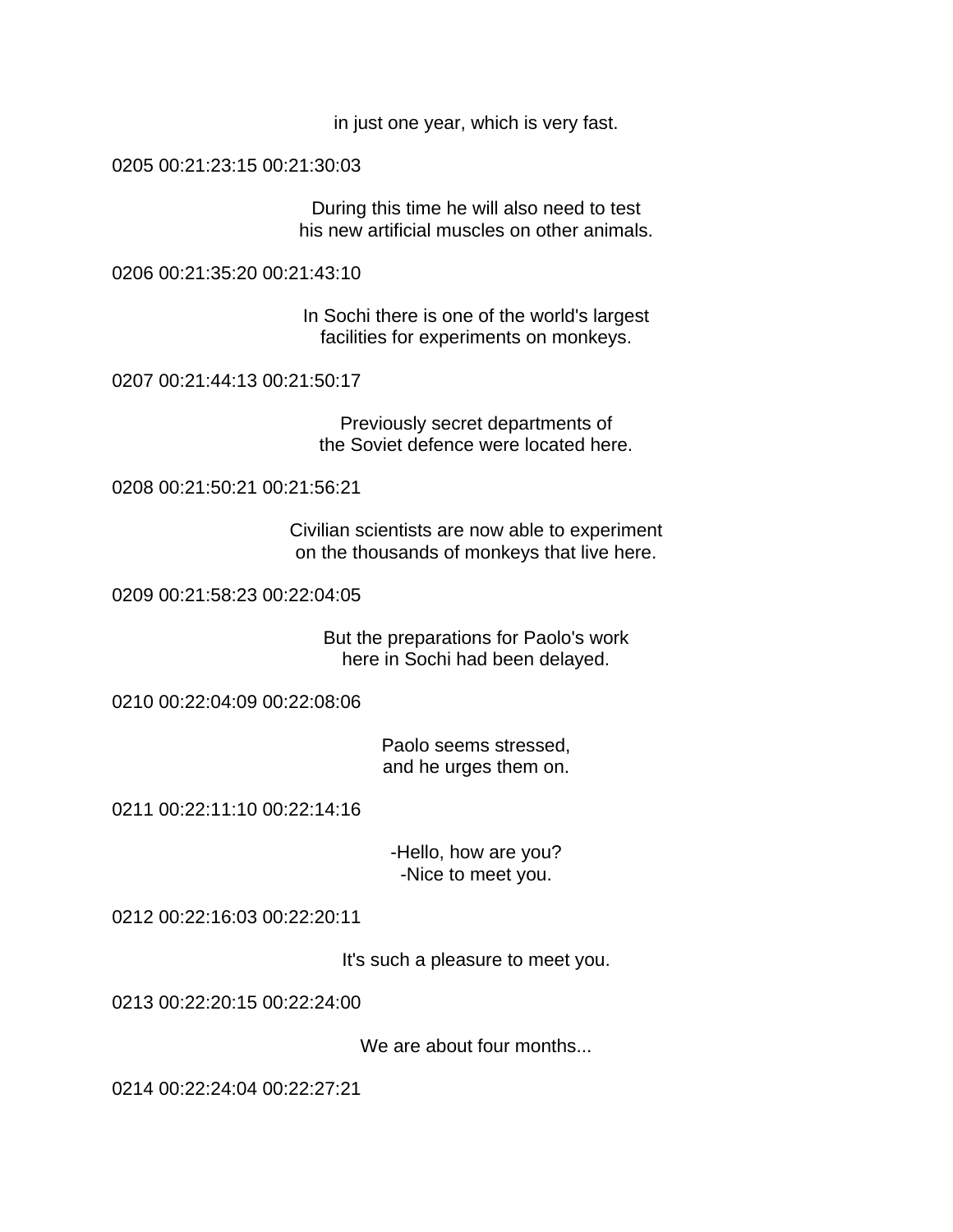in just one year, which is very fast.

0205 00:21:23:15 00:21:30:03

During this time he will also need to test
his new artificial muscles on other animals.

0206 00:21:35:20 00:21:43:10

In Sochi there is one of the world's largest
facilities for experiments on monkeys.

0207 00:21:44:13 00:21:50:17

Previously secret departments of
the Soviet defence were located here.

0208 00:21:50:21 00:21:56:21

Civilian scientists are now able to experiment
on the thousands of monkeys that live here.

0209 00:21:58:23 00:22:04:05

But the preparations for Paolo's work
here in Sochi had been delayed.

0210 00:22:04:09 00:22:08:06

Paolo seems stressed,
and he urges them on.

0211 00:22:11:10 00:22:14:16

-Hello, how are you?
-Nice to meet you.

0212 00:22:16:03 00:22:20:11

It's such a pleasure to meet you.

0213 00:22:20:15 00:22:24:00

We are about four months...

0214 00:22:24:04 00:22:27:21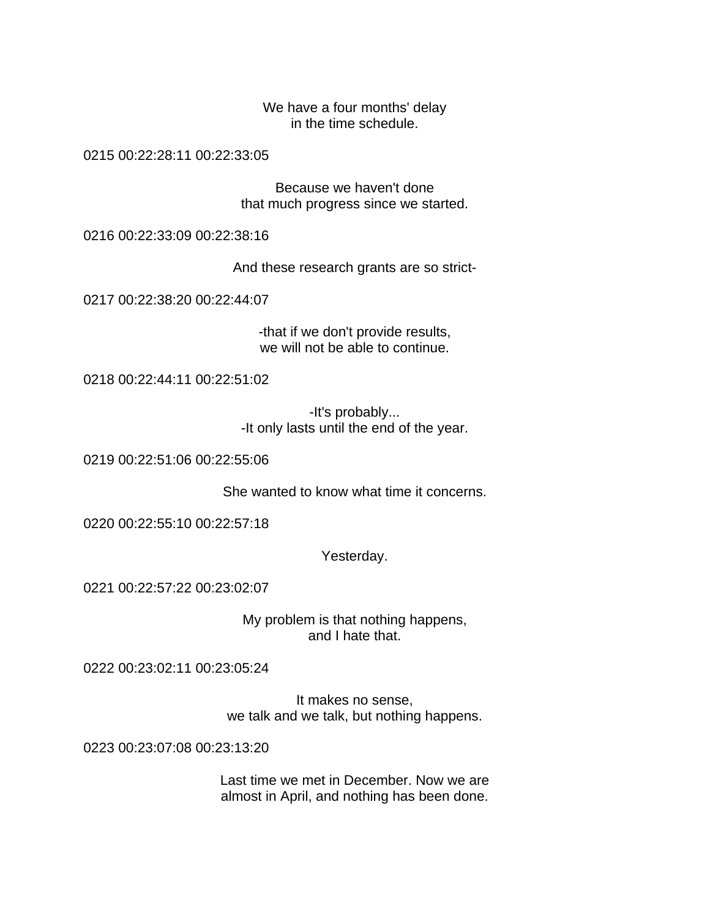We have a four months' delay
in the time schedule.

0215 00:22:28:11 00:22:33:05

Because we haven't done
that much progress since we started.

0216 00:22:33:09 00:22:38:16

And these research grants are so strict-

0217 00:22:38:20 00:22:44:07

-that if we don't provide results,
we will not be able to continue.

0218 00:22:44:11 00:22:51:02

-It's probably...
-It only lasts until the end of the year.

0219 00:22:51:06 00:22:55:06

She wanted to know what time it concerns.

0220 00:22:55:10 00:22:57:18

Yesterday.

0221 00:22:57:22 00:23:02:07

My problem is that nothing happens,
and I hate that.

0222 00:23:02:11 00:23:05:24

It makes no sense,
we talk and we talk, but nothing happens.

0223 00:23:07:08 00:23:13:20

Last time we met in December. Now we are
almost in April, and nothing has been done.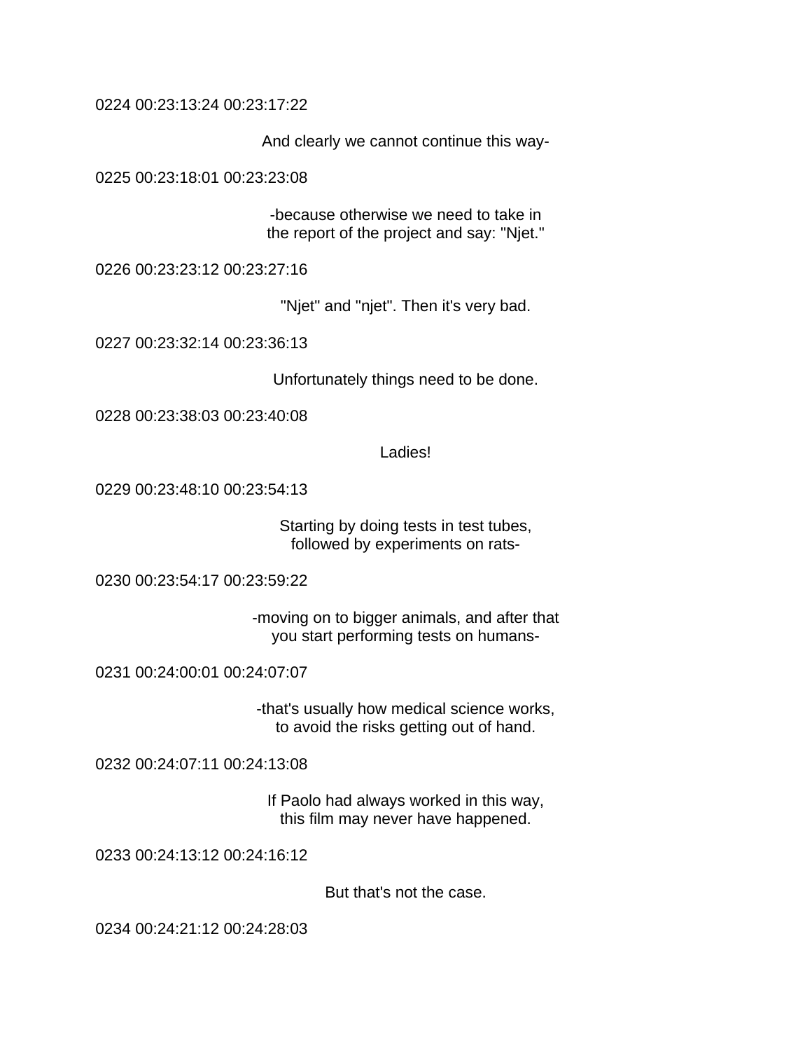0224 00:23:13:24 00:23:17:22

And clearly we cannot continue this way-

0225 00:23:18:01 00:23:23:08

-because otherwise we need to take in
the report of the project and say: "Njet."

0226 00:23:23:12 00:23:27:16

"Njet" and "njet". Then it's very bad.

0227 00:23:32:14 00:23:36:13

Unfortunately things need to be done.

0228 00:23:38:03 00:23:40:08

Ladies!

0229 00:23:48:10 00:23:54:13

Starting by doing tests in test tubes,
followed by experiments on rats-

0230 00:23:54:17 00:23:59:22

-moving on to bigger animals, and after that
you start performing tests on humans-

0231 00:24:00:01 00:24:07:07

-that's usually how medical science works,
to avoid the risks getting out of hand.

0232 00:24:07:11 00:24:13:08

If Paolo had always worked in this way,
this film may never have happened.

0233 00:24:13:12 00:24:16:12

But that's not the case.

0234 00:24:21:12 00:24:28:03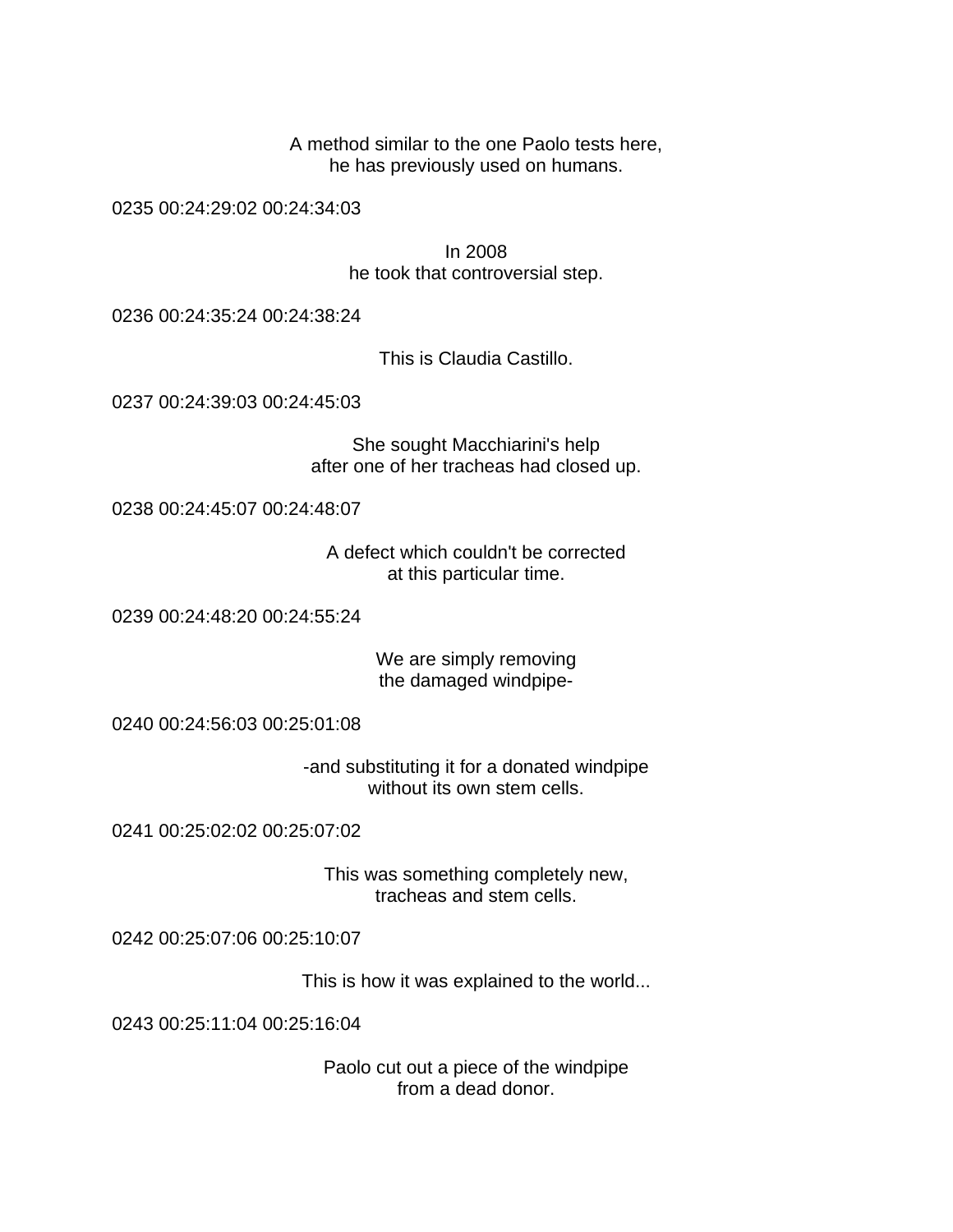A method similar to the one Paolo tests here,
he has previously used on humans.

0235 00:24:29:02 00:24:34:03

In 2008
he took that controversial step.

0236 00:24:35:24 00:24:38:24

This is Claudia Castillo.

0237 00:24:39:03 00:24:45:03

She sought Macchiarini's help
after one of her tracheas had closed up.

0238 00:24:45:07 00:24:48:07

A defect which couldn't be corrected
at this particular time.

0239 00:24:48:20 00:24:55:24

We are simply removing
the damaged windpipe-

0240 00:24:56:03 00:25:01:08

-and substituting it for a donated windpipe
without its own stem cells.

0241 00:25:02:02 00:25:07:02

This was something completely new,
tracheas and stem cells.

0242 00:25:07:06 00:25:10:07

This is how it was explained to the world...

0243 00:25:11:04 00:25:16:04

Paolo cut out a piece of the windpipe
from a dead donor.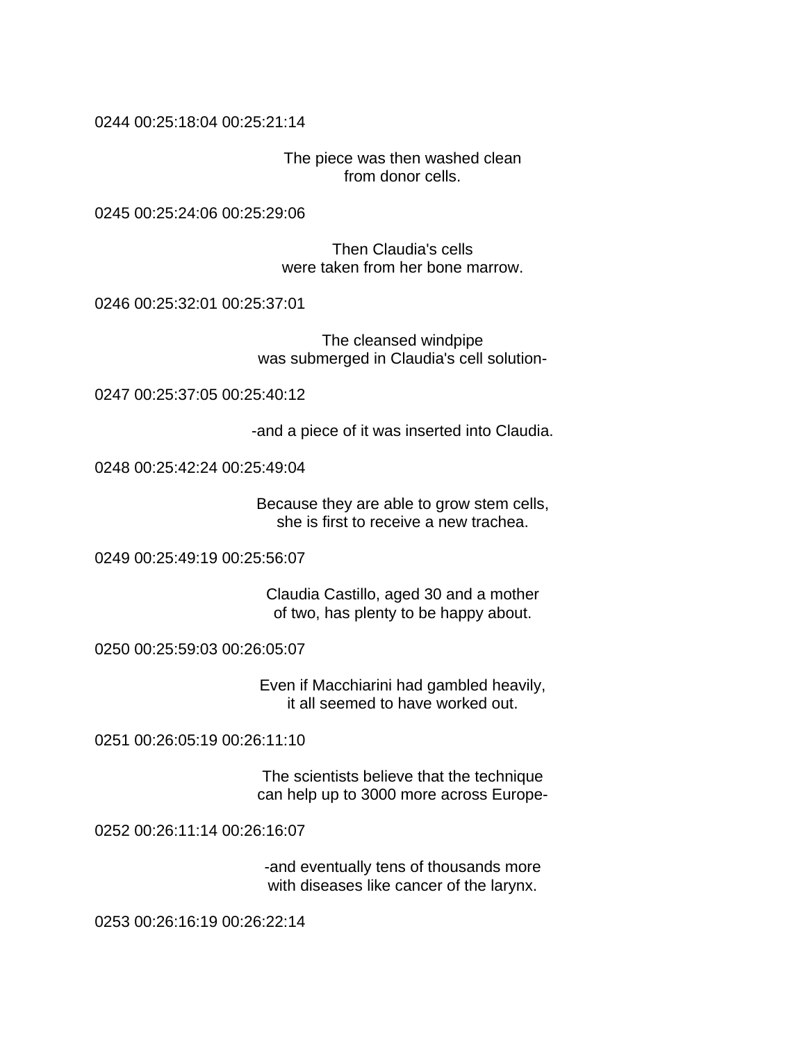0244 00:25:18:04 00:25:21:14

The piece was then washed clean
from donor cells.

0245 00:25:24:06 00:25:29:06

Then Claudia's cells
were taken from her bone marrow.

0246 00:25:32:01 00:25:37:01

The cleansed windpipe
was submerged in Claudia's cell solution-

0247 00:25:37:05 00:25:40:12

-and a piece of it was inserted into Claudia.

0248 00:25:42:24 00:25:49:04

Because they are able to grow stem cells,
she is first to receive a new trachea.

0249 00:25:49:19 00:25:56:07

Claudia Castillo, aged 30 and a mother
of two, has plenty to be happy about.

0250 00:25:59:03 00:26:05:07

Even if Macchiarini had gambled heavily,
it all seemed to have worked out.

0251 00:26:05:19 00:26:11:10

The scientists believe that the technique
can help up to 3000 more across Europe-

0252 00:26:11:14 00:26:16:07

-and eventually tens of thousands more
with diseases like cancer of the larynx.

0253 00:26:16:19 00:26:22:14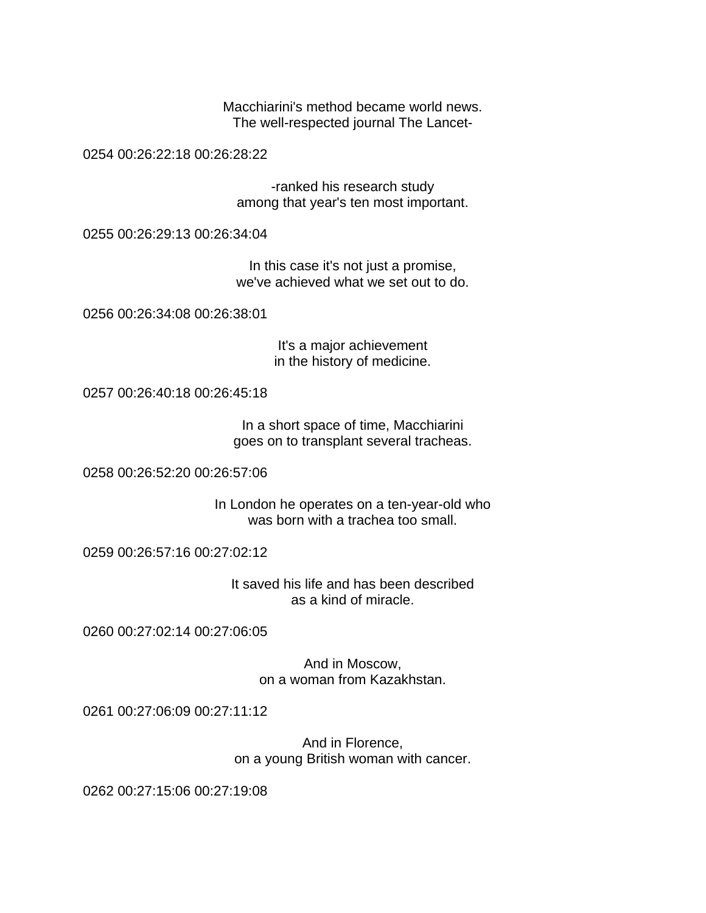Macchiarini's method became world news.
The well-respected journal The Lancet-

0254 00:26:22:18 00:26:28:22

-ranked his research study
among that year's ten most important.

0255 00:26:29:13 00:26:34:04

In this case it's not just a promise,
we've achieved what we set out to do.

0256 00:26:34:08 00:26:38:01

It's a major achievement
in the history of medicine.

0257 00:26:40:18 00:26:45:18

In a short space of time, Macchiarini
goes on to transplant several tracheas.

0258 00:26:52:20 00:26:57:06

In London he operates on a ten-year-old who
was born with a trachea too small.

0259 00:26:57:16 00:27:02:12

It saved his life and has been described
as a kind of miracle.

0260 00:27:02:14 00:27:06:05

And in Moscow,
on a woman from Kazakhstan.

0261 00:27:06:09 00:27:11:12

And in Florence,
on a young British woman with cancer.

0262 00:27:15:06 00:27:19:08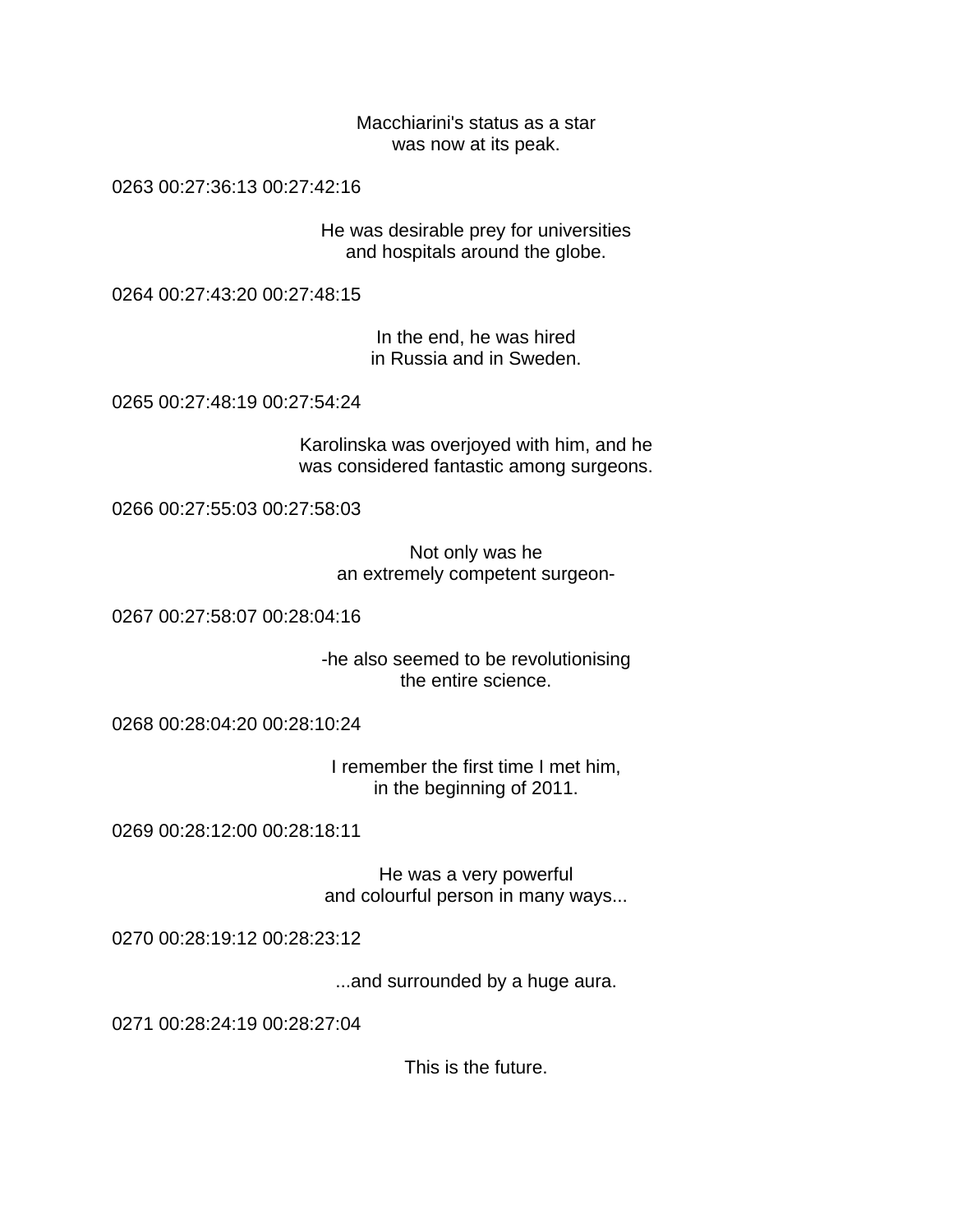Macchiarini's status as a star
was now at its peak.

0263 00:27:36:13 00:27:42:16

He was desirable prey for universities
and hospitals around the globe.

0264 00:27:43:20 00:27:48:15

In the end, he was hired
in Russia and in Sweden.

0265 00:27:48:19 00:27:54:24

Karolinska was overjoyed with him, and he
was considered fantastic among surgeons.

0266 00:27:55:03 00:27:58:03

Not only was he
an extremely competent surgeon-

0267 00:27:58:07 00:28:04:16

-he also seemed to be revolutionising
the entire science.

0268 00:28:04:20 00:28:10:24

I remember the first time I met him,
in the beginning of 2011.

0269 00:28:12:00 00:28:18:11

He was a very powerful
and colourful person in many ways...

0270 00:28:19:12 00:28:23:12

...and surrounded by a huge aura.

0271 00:28:24:19 00:28:27:04

This is the future.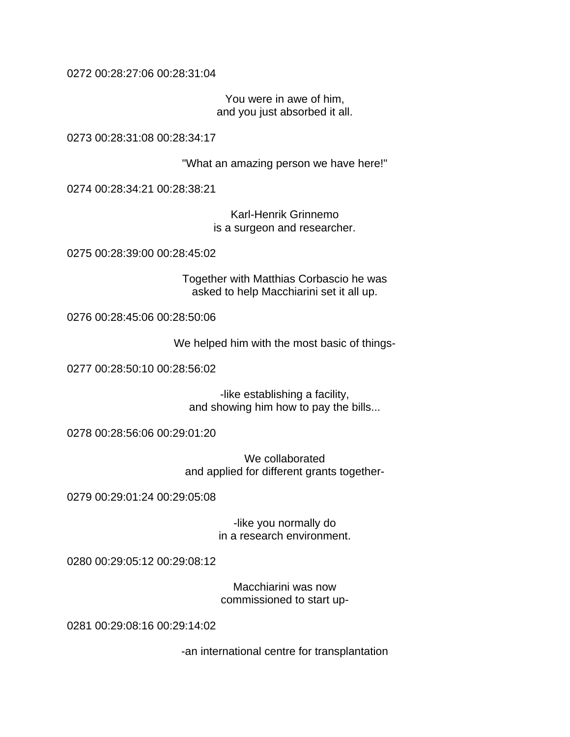0272 00:28:27:06 00:28:31:04

You were in awe of him,
and you just absorbed it all.

0273 00:28:31:08 00:28:34:17

"What an amazing person we have here!"

0274 00:28:34:21 00:28:38:21

Karl-Henrik Grinnemo
is a surgeon and researcher.

0275 00:28:39:00 00:28:45:02

Together with Matthias Corbascio he was
asked to help Macchiarini set it all up.

0276 00:28:45:06 00:28:50:06

We helped him with the most basic of things-

0277 00:28:50:10 00:28:56:02

-like establishing a facility,
and showing him how to pay the bills...

0278 00:28:56:06 00:29:01:20

We collaborated
and applied for different grants together-

0279 00:29:01:24 00:29:05:08

-like you normally do
in a research environment.

0280 00:29:05:12 00:29:08:12

Macchiarini was now
commissioned to start up-

0281 00:29:08:16 00:29:14:02

-an international centre for transplantation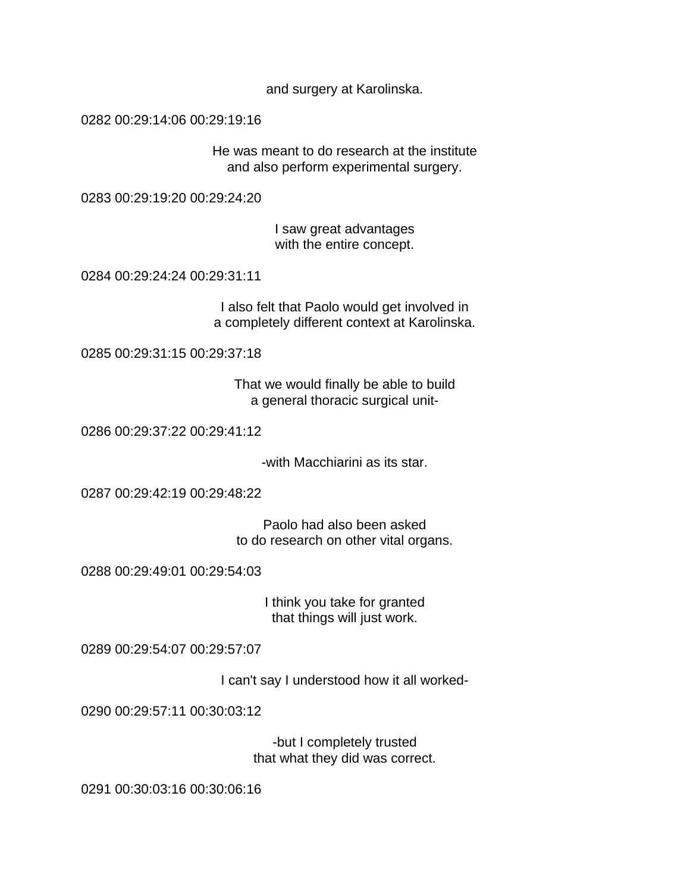and surgery at Karolinska.

0282 00:29:14:06 00:29:19:16

He was meant to do research at the institute
and also perform experimental surgery.

0283 00:29:19:20 00:29:24:20

I saw great advantages
with the entire concept.

0284 00:29:24:24 00:29:31:11

I also felt that Paolo would get involved in
a completely different context at Karolinska.

0285 00:29:31:15 00:29:37:18

That we would finally be able to build
a general thoracic surgical unit-

0286 00:29:37:22 00:29:41:12

-with Macchiarini as its star.

0287 00:29:42:19 00:29:48:22

Paolo had also been asked
to do research on other vital organs.

0288 00:29:49:01 00:29:54:03

I think you take for granted
that things will just work.

0289 00:29:54:07 00:29:57:07

I can't say I understood how it all worked-

0290 00:29:57:11 00:30:03:12

-but I completely trusted
that what they did was correct.

0291 00:30:03:16 00:30:06:16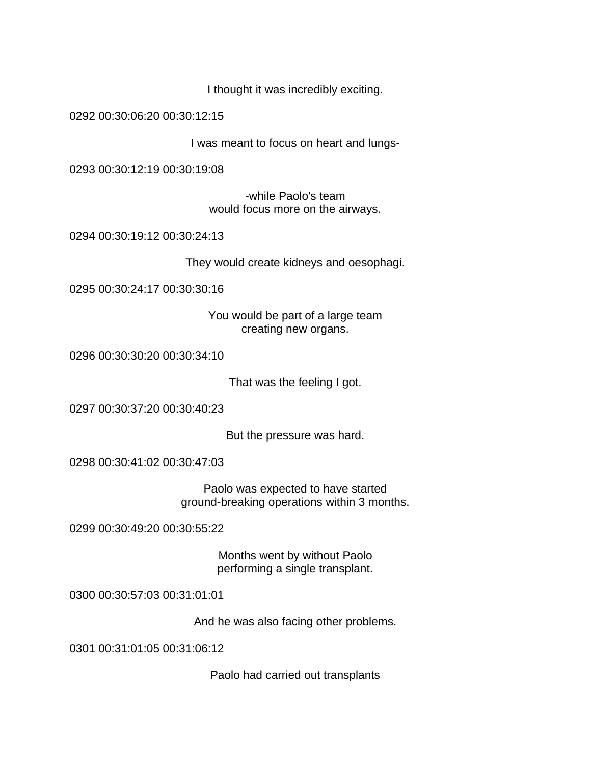I thought it was incredibly exciting.

0292 00:30:06:20 00:30:12:15

I was meant to focus on heart and lungs-

0293 00:30:12:19 00:30:19:08

-while Paolo's team
would focus more on the airways.

0294 00:30:19:12 00:30:24:13

They would create kidneys and oesophagi.

0295 00:30:24:17 00:30:30:16

You would be part of a large team
creating new organs.

0296 00:30:30:20 00:30:34:10

That was the feeling I got.

0297 00:30:37:20 00:30:40:23

But the pressure was hard.

0298 00:30:41:02 00:30:47:03

Paolo was expected to have started
ground-breaking operations within 3 months.

0299 00:30:49:20 00:30:55:22

Months went by without Paolo
performing a single transplant.

0300 00:30:57:03 00:31:01:01

And he was also facing other problems.

0301 00:31:01:05 00:31:06:12

Paolo had carried out transplants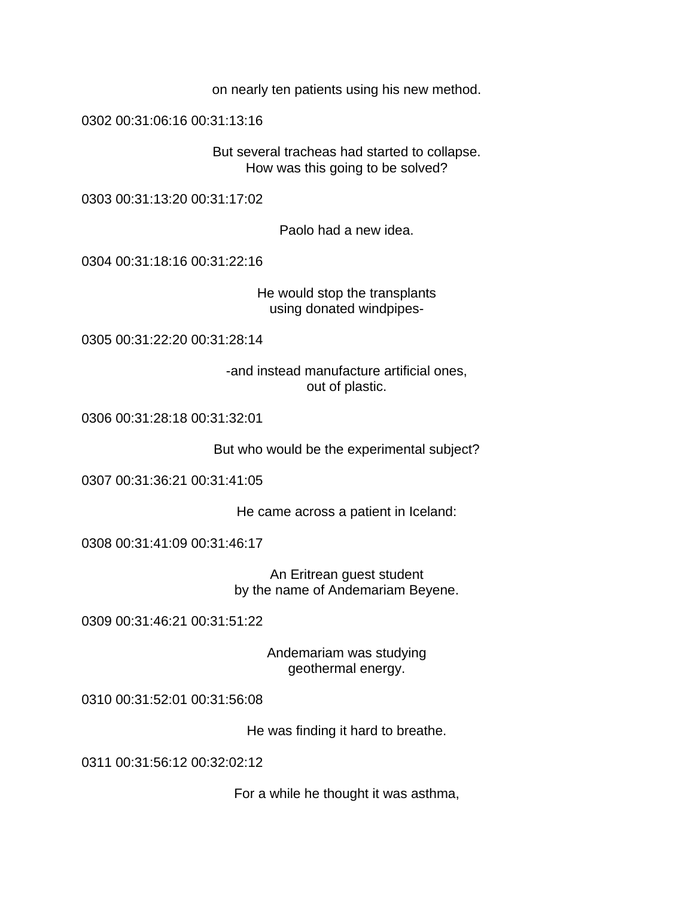on nearly ten patients using his new method.

0302 00:31:06:16 00:31:13:16

But several tracheas had started to collapse.
How was this going to be solved?

0303 00:31:13:20 00:31:17:02

Paolo had a new idea.

0304 00:31:18:16 00:31:22:16

He would stop the transplants
using donated windpipes-

0305 00:31:22:20 00:31:28:14

-and instead manufacture artificial ones,
out of plastic.

0306 00:31:28:18 00:31:32:01

But who would be the experimental subject?

0307 00:31:36:21 00:31:41:05

He came across a patient in Iceland:

0308 00:31:41:09 00:31:46:17

An Eritrean guest student
by the name of Andemariam Beyene.

0309 00:31:46:21 00:31:51:22

Andemariam was studying
geothermal energy.

0310 00:31:52:01 00:31:56:08

He was finding it hard to breathe.

0311 00:31:56:12 00:32:02:12

For a while he thought it was asthma,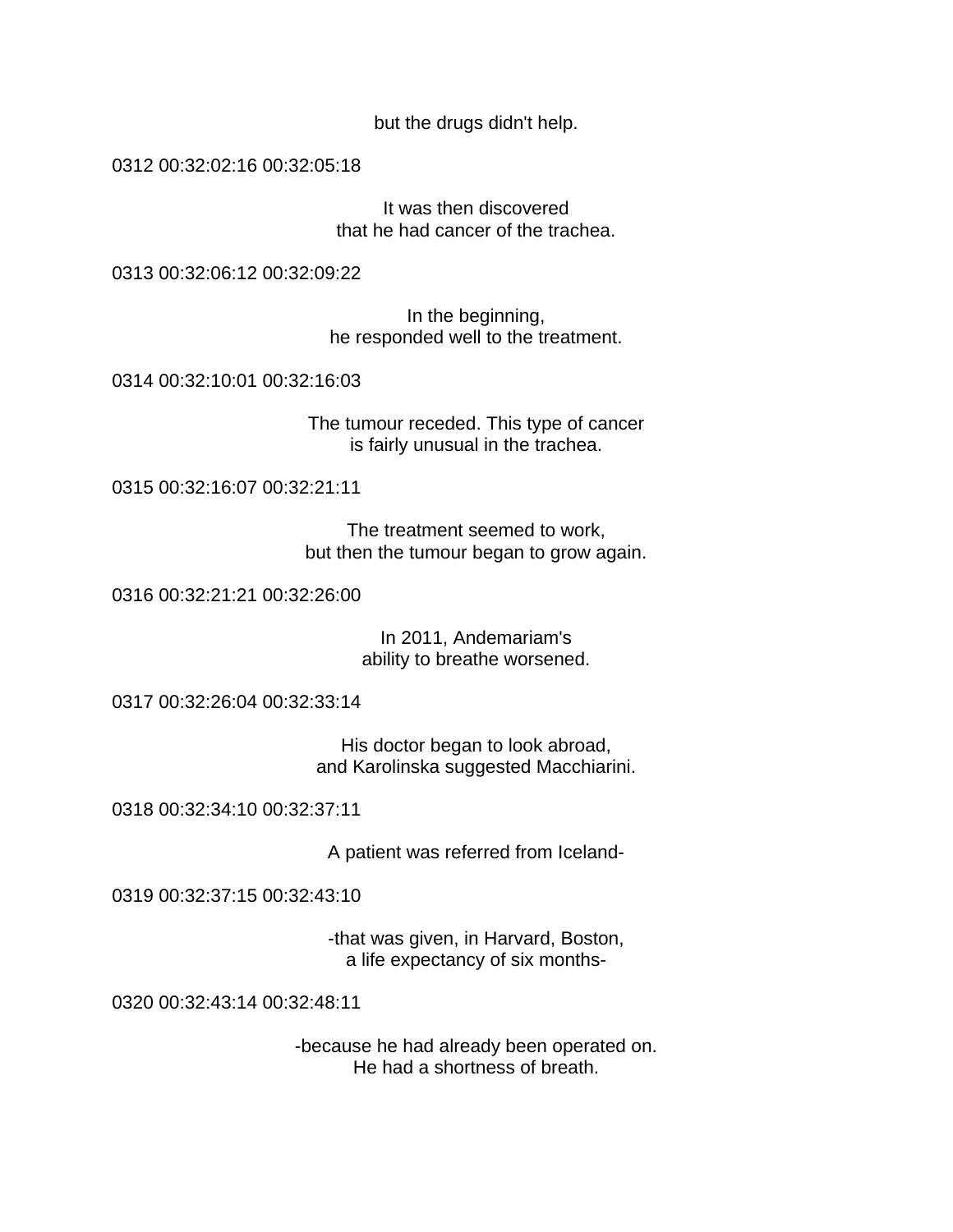but the drugs didn't help.

0312 00:32:02:16 00:32:05:18

It was then discovered
that he had cancer of the trachea.

0313 00:32:06:12 00:32:09:22

In the beginning,
he responded well to the treatment.

0314 00:32:10:01 00:32:16:03

The tumour receded. This type of cancer
is fairly unusual in the trachea.

0315 00:32:16:07 00:32:21:11

The treatment seemed to work,
but then the tumour began to grow again.

0316 00:32:21:21 00:32:26:00

In 2011, Andemariam's
ability to breathe worsened.

0317 00:32:26:04 00:32:33:14

His doctor began to look abroad,
and Karolinska suggested Macchiarini.

0318 00:32:34:10 00:32:37:11

A patient was referred from Iceland-

0319 00:32:37:15 00:32:43:10

-that was given, in Harvard, Boston,
a life expectancy of six months-

0320 00:32:43:14 00:32:48:11

-because he had already been operated on.
He had a shortness of breath.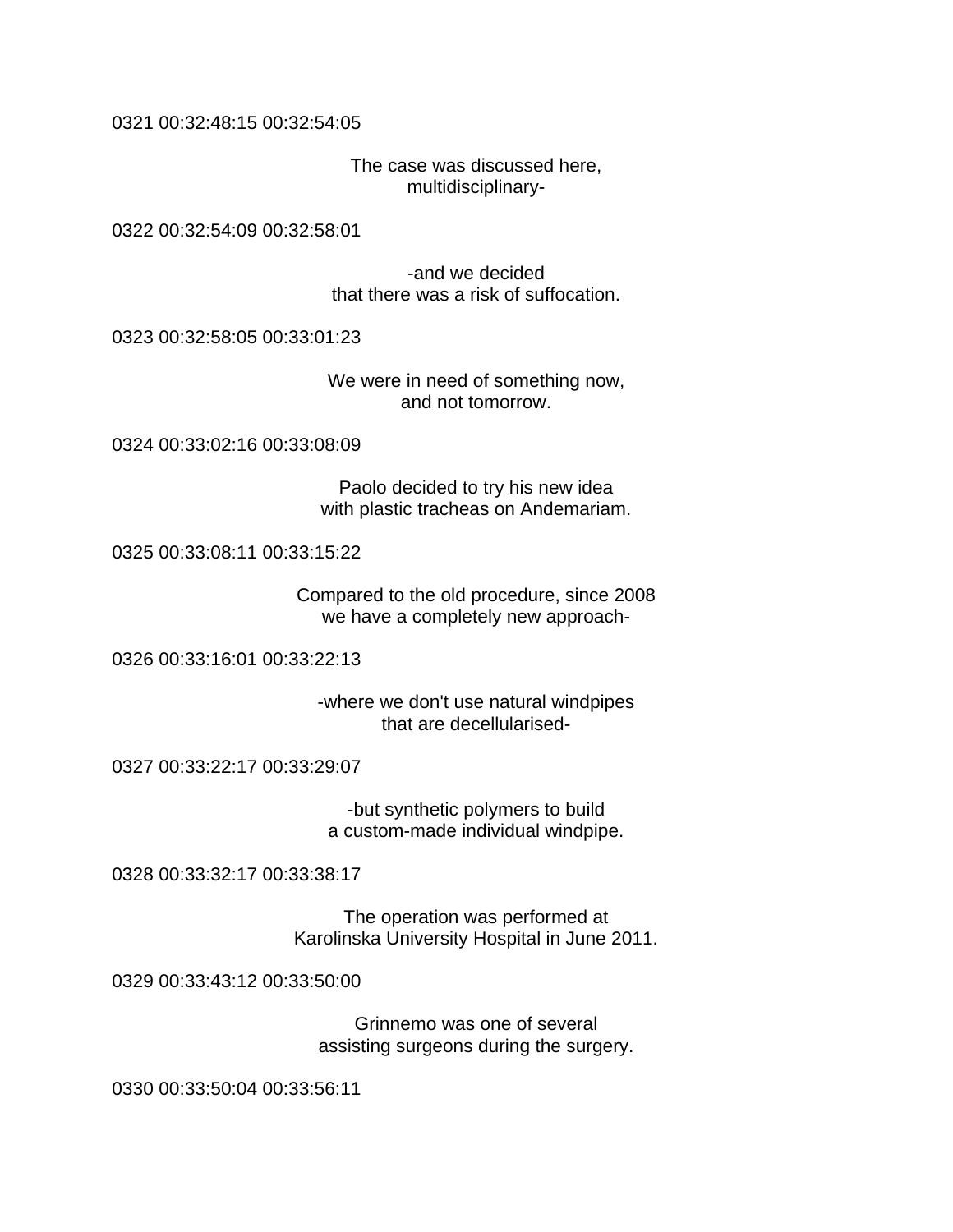0321 00:32:48:15 00:32:54:05

The case was discussed here,
multidisciplinary-

0322 00:32:54:09 00:32:58:01

-and we decided
that there was a risk of suffocation.

0323 00:32:58:05 00:33:01:23

We were in need of something now,
and not tomorrow.

0324 00:33:02:16 00:33:08:09

Paolo decided to try his new idea
with plastic tracheas on Andemariam.

0325 00:33:08:11 00:33:15:22

Compared to the old procedure, since 2008
we have a completely new approach-

0326 00:33:16:01 00:33:22:13

-where we don't use natural windpipes
that are decellularised-

0327 00:33:22:17 00:33:29:07

-but synthetic polymers to build
a custom-made individual windpipe.

0328 00:33:32:17 00:33:38:17

The operation was performed at
Karolinska University Hospital in June 2011.

0329 00:33:43:12 00:33:50:00

Grinnemo was one of several
assisting surgeons during the surgery.

0330 00:33:50:04 00:33:56:11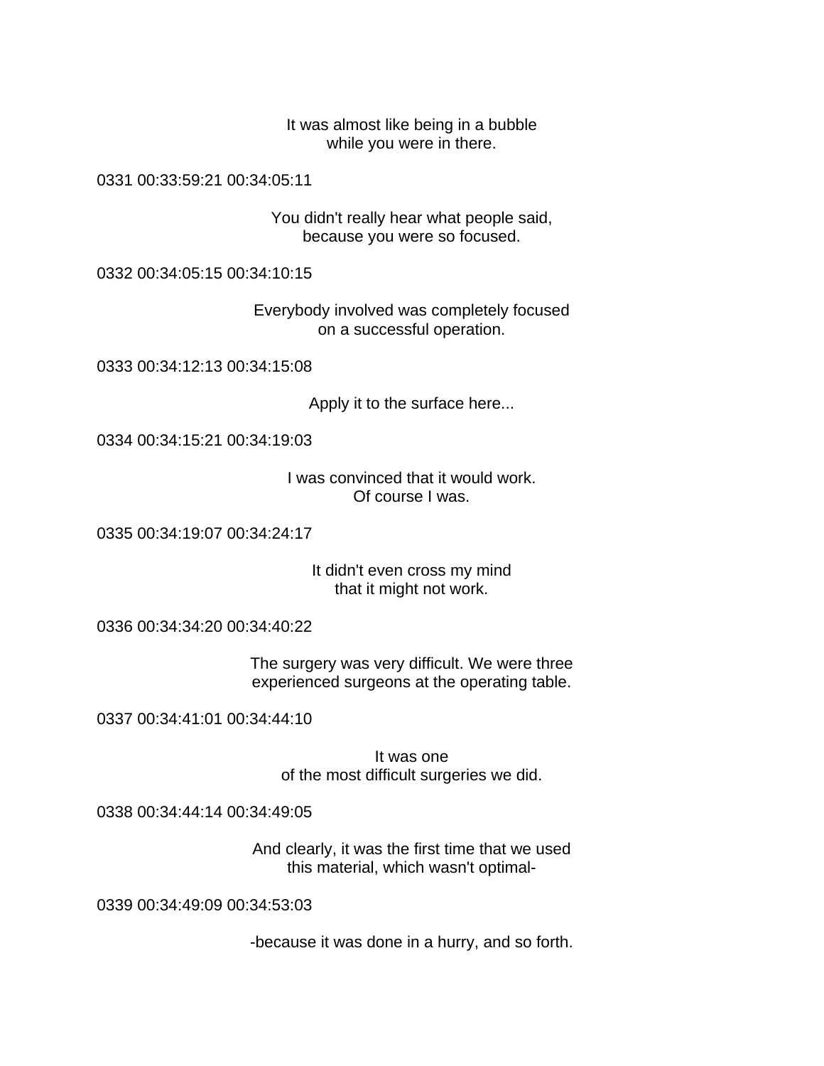It was almost like being in a bubble
while you were in there.

0331 00:33:59:21 00:34:05:11

You didn't really hear what people said,
because you were so focused.

0332 00:34:05:15 00:34:10:15

Everybody involved was completely focused
on a successful operation.

0333 00:34:12:13 00:34:15:08

Apply it to the surface here...

0334 00:34:15:21 00:34:19:03

I was convinced that it would work.
Of course I was.

0335 00:34:19:07 00:34:24:17

It didn't even cross my mind
that it might not work.

0336 00:34:34:20 00:34:40:22

The surgery was very difficult. We were three
experienced surgeons at the operating table.

0337 00:34:41:01 00:34:44:10

It was one
of the most difficult surgeries we did.

0338 00:34:44:14 00:34:49:05

And clearly, it was the first time that we used
this material, which wasn't optimal-

0339 00:34:49:09 00:34:53:03

-because it was done in a hurry, and so forth.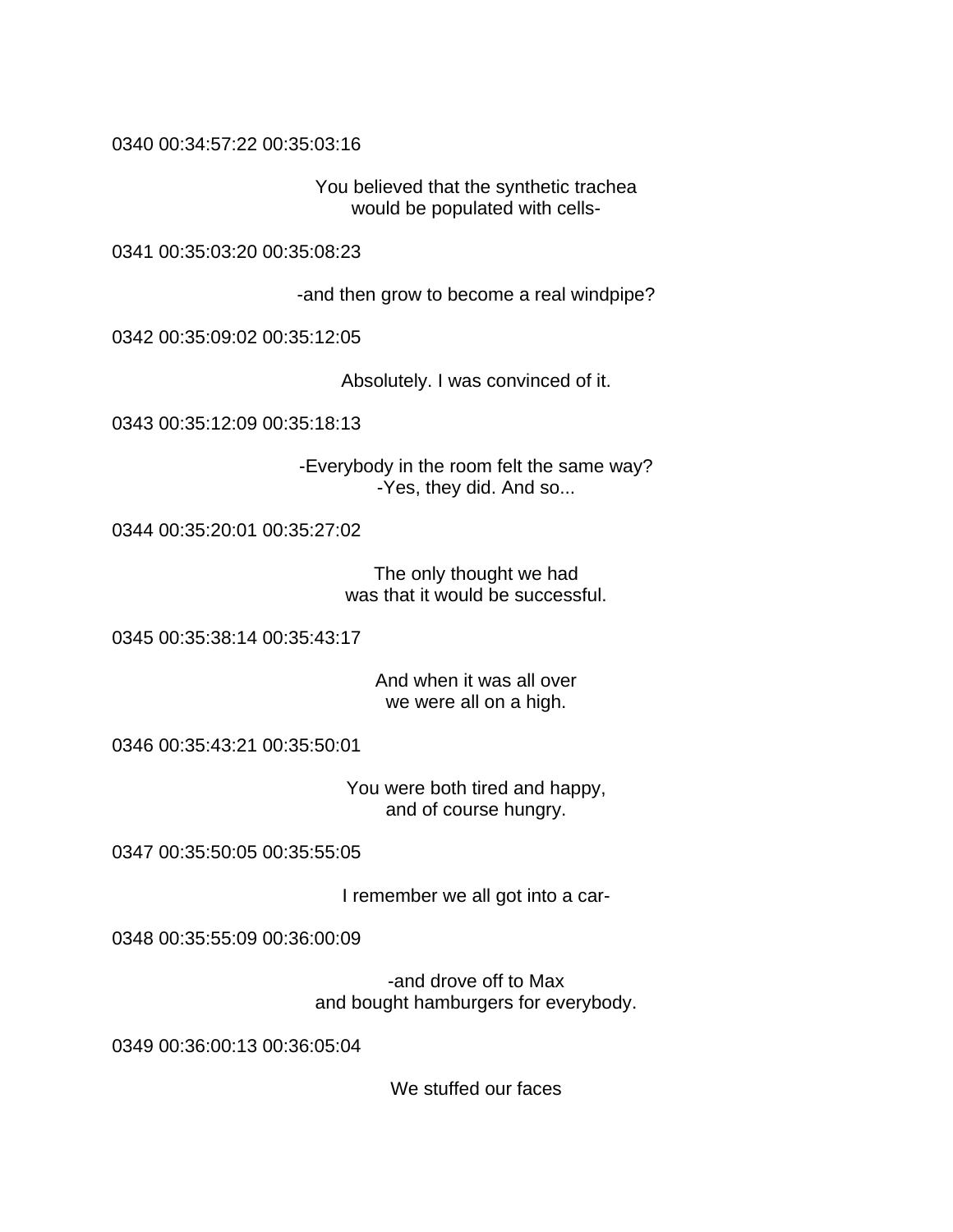0340 00:34:57:22 00:35:03:16

You believed that the synthetic trachea
would be populated with cells-

0341 00:35:03:20 00:35:08:23

-and then grow to become a real windpipe?

0342 00:35:09:02 00:35:12:05

Absolutely. I was convinced of it.

0343 00:35:12:09 00:35:18:13

-Everybody in the room felt the same way?
-Yes, they did. And so...

0344 00:35:20:01 00:35:27:02

The only thought we had
was that it would be successful.

0345 00:35:38:14 00:35:43:17

And when it was all over
we were all on a high.

0346 00:35:43:21 00:35:50:01

You were both tired and happy,
and of course hungry.

0347 00:35:50:05 00:35:55:05

I remember we all got into a car-

0348 00:35:55:09 00:36:00:09

-and drove off to Max
and bought hamburgers for everybody.

0349 00:36:00:13 00:36:05:04

We stuffed our faces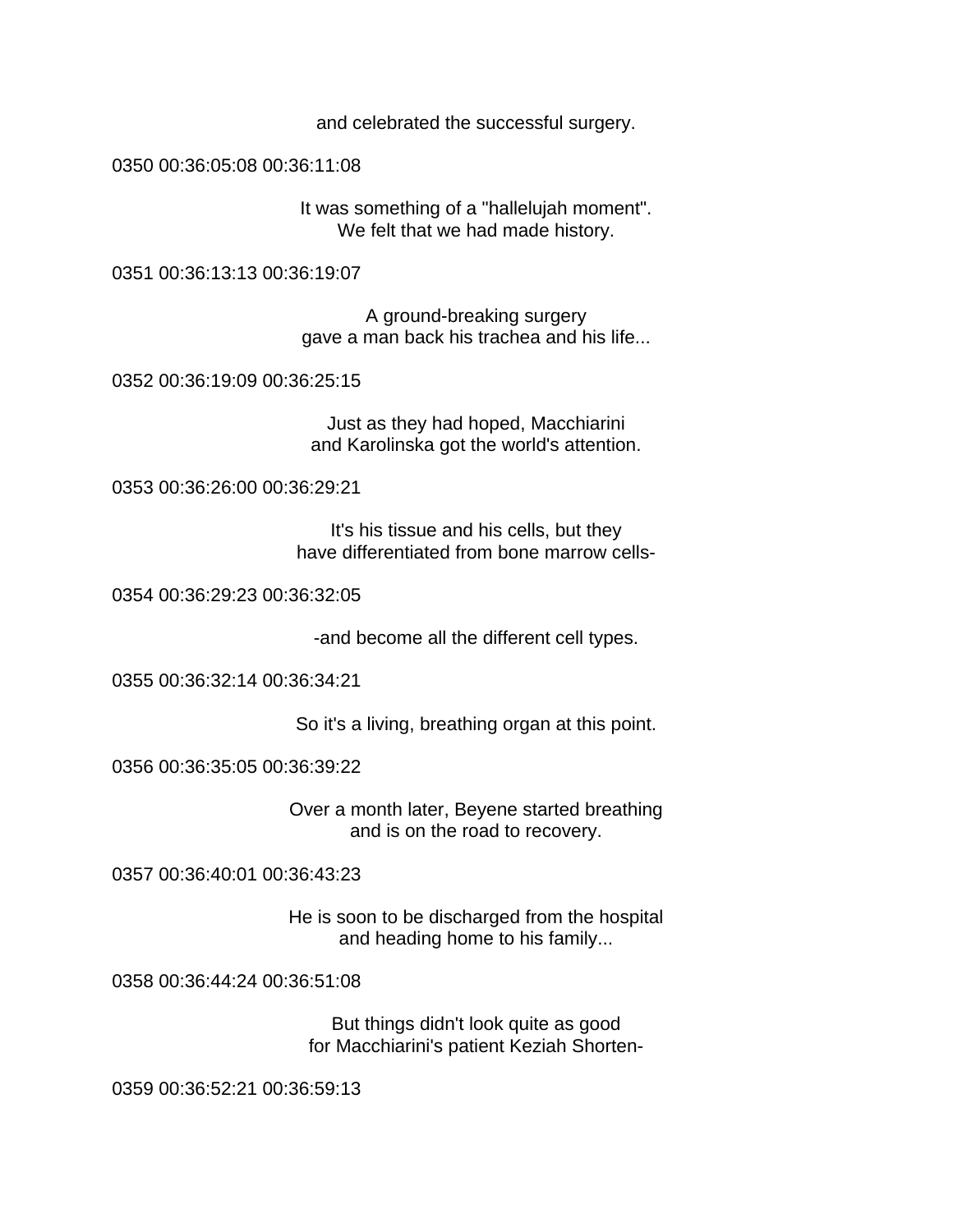and celebrated the successful surgery.

0350 00:36:05:08 00:36:11:08

It was something of a "hallelujah moment".
We felt that we had made history.

0351 00:36:13:13 00:36:19:07

A ground-breaking surgery
gave a man back his trachea and his life...

0352 00:36:19:09 00:36:25:15

Just as they had hoped, Macchiarini
and Karolinska got the world's attention.

0353 00:36:26:00 00:36:29:21

It's his tissue and his cells, but they
have differentiated from bone marrow cells-

0354 00:36:29:23 00:36:32:05

-and become all the different cell types.

0355 00:36:32:14 00:36:34:21

So it's a living, breathing organ at this point.

0356 00:36:35:05 00:36:39:22

Over a month later, Beyene started breathing
and is on the road to recovery.

0357 00:36:40:01 00:36:43:23

He is soon to be discharged from the hospital
and heading home to his family...

0358 00:36:44:24 00:36:51:08

But things didn't look quite as good
for Macchiarini's patient Keziah Shorten-

0359 00:36:52:21 00:36:59:13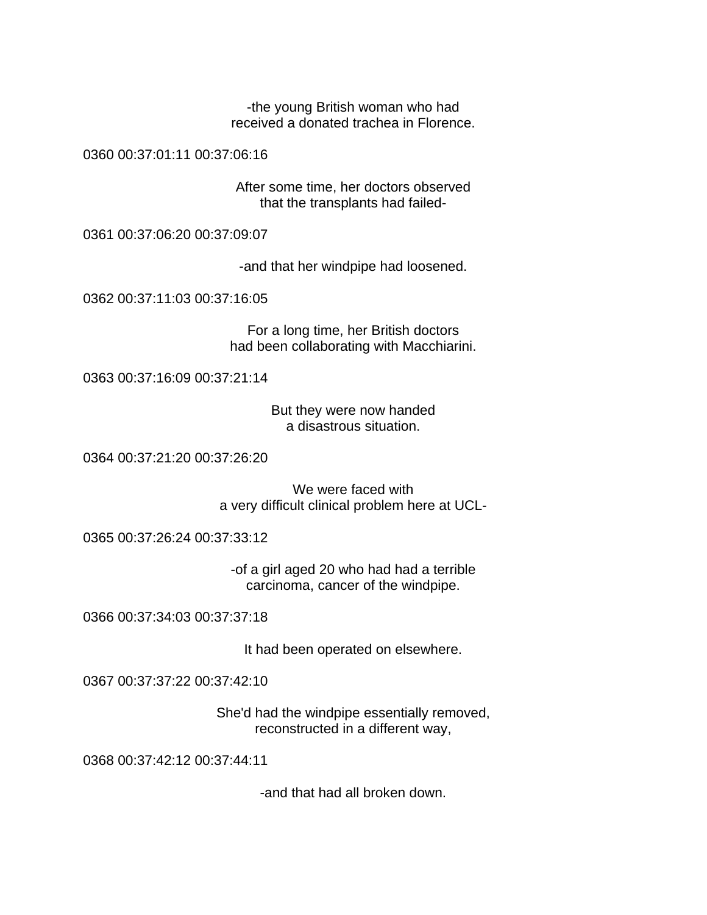-the young British woman who had
received a donated trachea in Florence.

0360 00:37:01:11 00:37:06:16

After some time, her doctors observed
that the transplants had failed-

0361 00:37:06:20 00:37:09:07

-and that her windpipe had loosened.

0362 00:37:11:03 00:37:16:05

For a long time, her British doctors
had been collaborating with Macchiarini.

0363 00:37:16:09 00:37:21:14

But they were now handed
a disastrous situation.

0364 00:37:21:20 00:37:26:20

We were faced with
a very difficult clinical problem here at UCL-

0365 00:37:26:24 00:37:33:12

-of a girl aged 20 who had had a terrible
carcinoma, cancer of the windpipe.

0366 00:37:34:03 00:37:37:18

It had been operated on elsewhere.

0367 00:37:37:22 00:37:42:10

She'd had the windpipe essentially removed,
reconstructed in a different way,

0368 00:37:42:12 00:37:44:11

-and that had all broken down.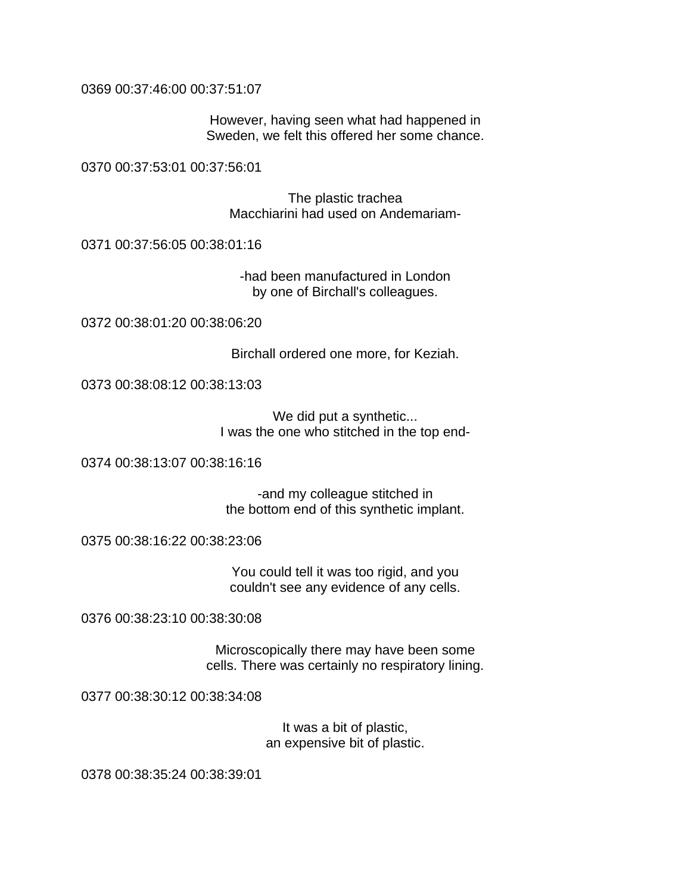0369 00:37:46:00 00:37:51:07

However, having seen what had happened in
Sweden, we felt this offered her some chance.

0370 00:37:53:01 00:37:56:01

The plastic trachea
Macchiarini had used on Andemariam-

0371 00:37:56:05 00:38:01:16

-had been manufactured in London
by one of Birchall's colleagues.

0372 00:38:01:20 00:38:06:20

Birchall ordered one more, for Keziah.

0373 00:38:08:12 00:38:13:03

We did put a synthetic...
I was the one who stitched in the top end-

0374 00:38:13:07 00:38:16:16

-and my colleague stitched in
the bottom end of this synthetic implant.

0375 00:38:16:22 00:38:23:06

You could tell it was too rigid, and you
couldn't see any evidence of any cells.

0376 00:38:23:10 00:38:30:08

Microscopically there may have been some
cells. There was certainly no respiratory lining.

0377 00:38:30:12 00:38:34:08

It was a bit of plastic,
an expensive bit of plastic.

0378 00:38:35:24 00:38:39:01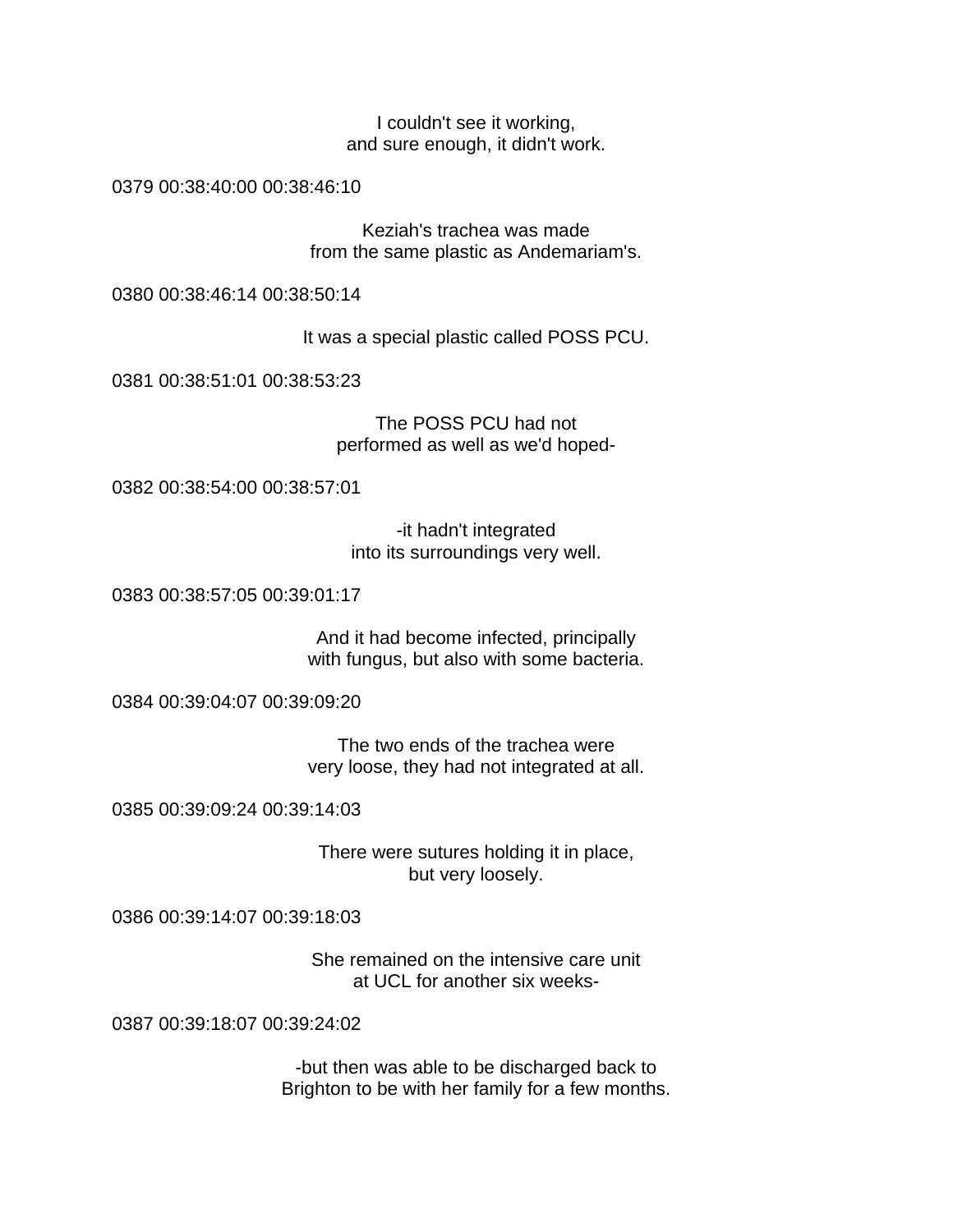I couldn't see it working,
and sure enough, it didn't work.

0379 00:38:40:00 00:38:46:10

Keziah's trachea was made
from the same plastic as Andemariam's.

0380 00:38:46:14 00:38:50:14

It was a special plastic called POSS PCU.

0381 00:38:51:01 00:38:53:23

The POSS PCU had not
performed as well as we'd hoped-

0382 00:38:54:00 00:38:57:01

-it hadn't integrated
into its surroundings very well.

0383 00:38:57:05 00:39:01:17

And it had become infected, principally
with fungus, but also with some bacteria.

0384 00:39:04:07 00:39:09:20

The two ends of the trachea were
very loose, they had not integrated at all.

0385 00:39:09:24 00:39:14:03

There were sutures holding it in place,
but very loosely.

0386 00:39:14:07 00:39:18:03

She remained on the intensive care unit
at UCL for another six weeks-

0387 00:39:18:07 00:39:24:02

-but then was able to be discharged back to
Brighton to be with her family for a few months.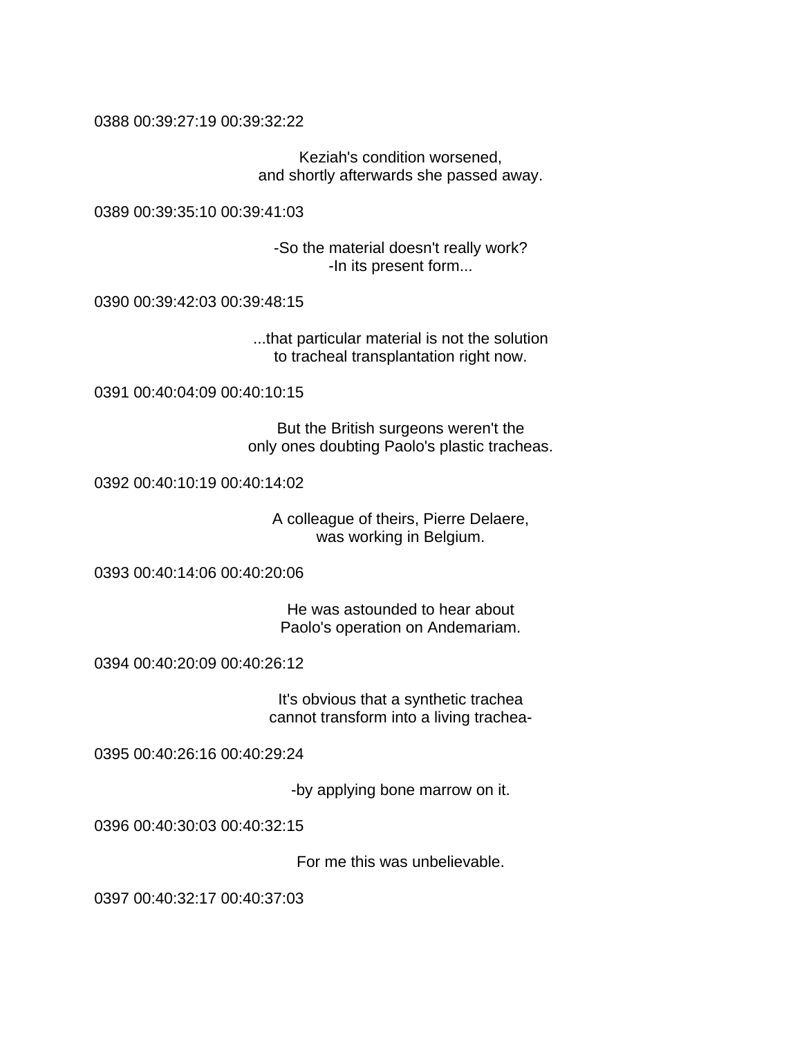0388 00:39:27:19 00:39:32:22

Keziah's condition worsened,
and shortly afterwards she passed away.

0389 00:39:35:10 00:39:41:03

-So the material doesn't really work?
-In its present form...

0390 00:39:42:03 00:39:48:15

...that particular material is not the solution
to tracheal transplantation right now.

0391 00:40:04:09 00:40:10:15

But the British surgeons weren't the
only ones doubting Paolo's plastic tracheas.

0392 00:40:10:19 00:40:14:02

A colleague of theirs, Pierre Delaere,
was working in Belgium.

0393 00:40:14:06 00:40:20:06

He was astounded to hear about
Paolo's operation on Andemariam.

0394 00:40:20:09 00:40:26:12

It's obvious that a synthetic trachea
cannot transform into a living trachea-

0395 00:40:26:16 00:40:29:24

-by applying bone marrow on it.

0396 00:40:30:03 00:40:32:15

For me this was unbelievable.

0397 00:40:32:17 00:40:37:03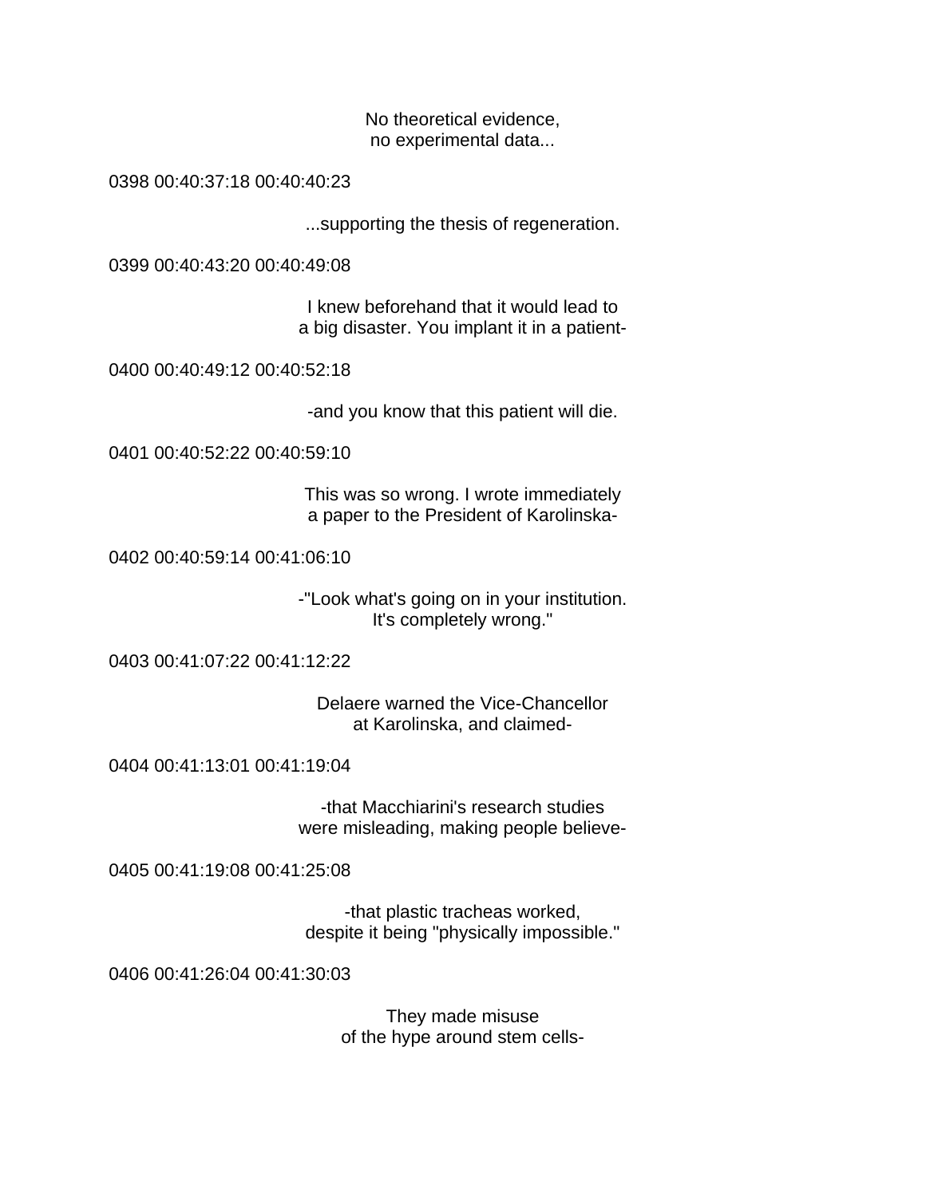No theoretical evidence,
no experimental data...

0398 00:40:37:18 00:40:40:23

...supporting the thesis of regeneration.

0399 00:40:43:20 00:40:49:08

I knew beforehand that it would lead to
a big disaster. You implant it in a patient-

0400 00:40:49:12 00:40:52:18

-and you know that this patient will die.

0401 00:40:52:22 00:40:59:10

This was so wrong. I wrote immediately
a paper to the President of Karolinska-

0402 00:40:59:14 00:41:06:10

-"Look what's going on in your institution.
It's completely wrong."

0403 00:41:07:22 00:41:12:22

Delaere warned the Vice-Chancellor
at Karolinska, and claimed-

0404 00:41:13:01 00:41:19:04

-that Macchiarini's research studies
were misleading, making people believe-

0405 00:41:19:08 00:41:25:08

-that plastic tracheas worked,
despite it being "physically impossible."

0406 00:41:26:04 00:41:30:03

They made misuse
of the hype around stem cells-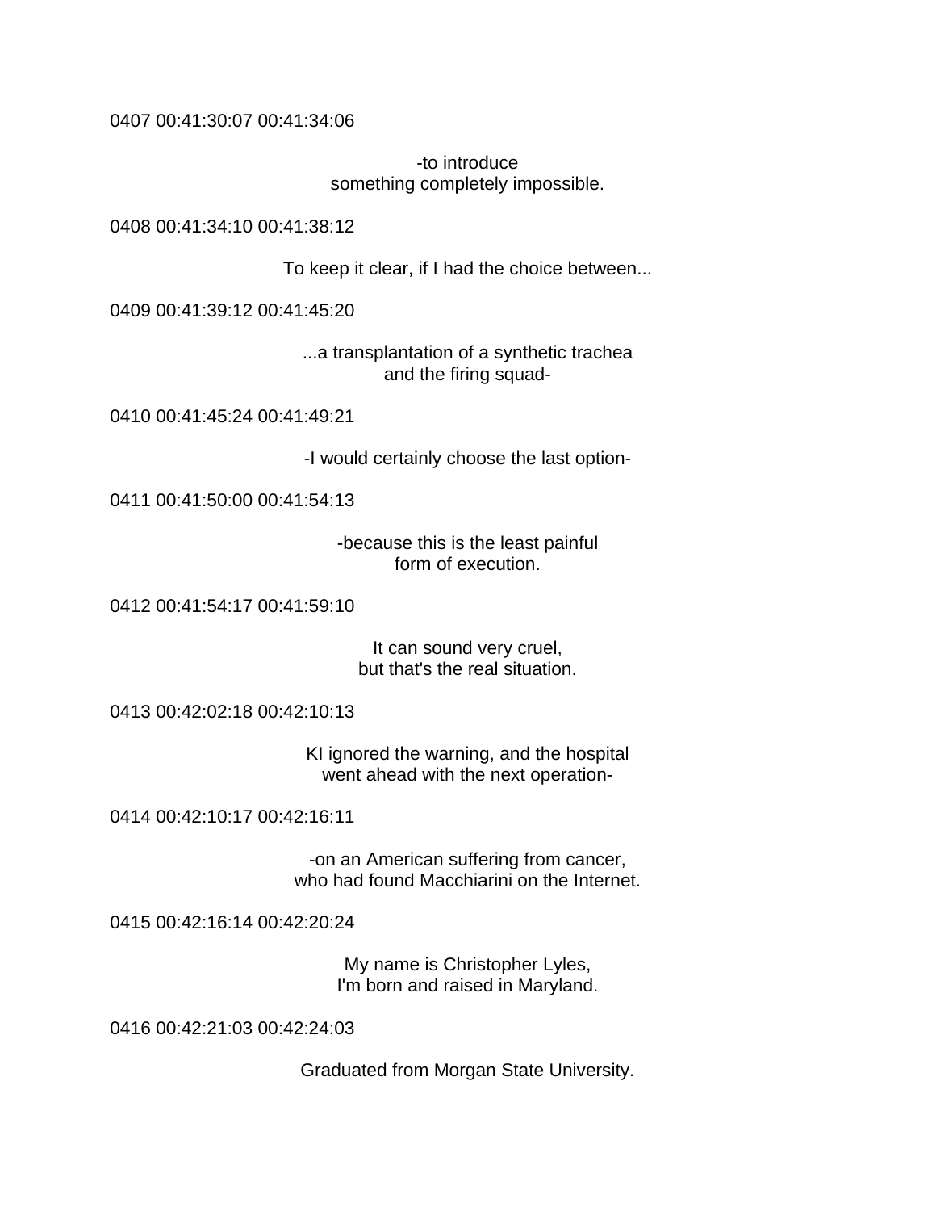0407 00:41:30:07 00:41:34:06

-to introduce
something completely impossible.

0408 00:41:34:10 00:41:38:12

To keep it clear, if I had the choice between...

0409 00:41:39:12 00:41:45:20

...a transplantation of a synthetic trachea
and the firing squad-

0410 00:41:45:24 00:41:49:21

-I would certainly choose the last option-

0411 00:41:50:00 00:41:54:13

-because this is the least painful
form of execution.

0412 00:41:54:17 00:41:59:10

It can sound very cruel,
but that's the real situation.

0413 00:42:02:18 00:42:10:13

KI ignored the warning, and the hospital
went ahead with the next operation-

0414 00:42:10:17 00:42:16:11

-on an American suffering from cancer,
who had found Macchiarini on the Internet.

0415 00:42:16:14 00:42:20:24

My name is Christopher Lyles,
I'm born and raised in Maryland.

0416 00:42:21:03 00:42:24:03

Graduated from Morgan State University.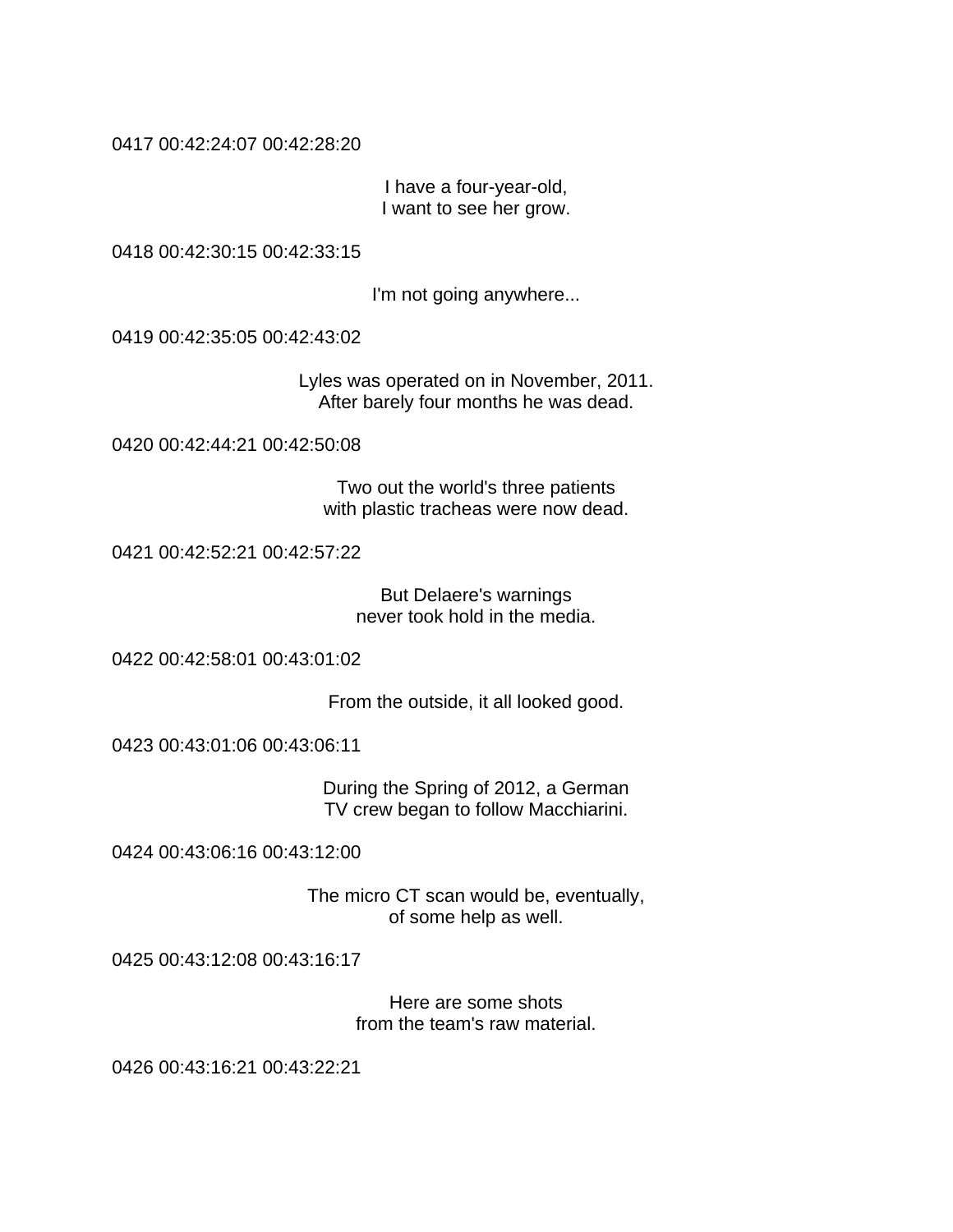0417 00:42:24:07 00:42:28:20

I have a four-year-old,
I want to see her grow.

0418 00:42:30:15 00:42:33:15

I'm not going anywhere...

0419 00:42:35:05 00:42:43:02

Lyles was operated on in November, 2011.
After barely four months he was dead.

0420 00:42:44:21 00:42:50:08

Two out the world's three patients
with plastic tracheas were now dead.

0421 00:42:52:21 00:42:57:22

But Delaere's warnings
never took hold in the media.

0422 00:42:58:01 00:43:01:02

From the outside, it all looked good.

0423 00:43:01:06 00:43:06:11

During the Spring of 2012, a German
TV crew began to follow Macchiarini.

0424 00:43:06:16 00:43:12:00

The micro CT scan would be, eventually,
of some help as well.

0425 00:43:12:08 00:43:16:17

Here are some shots
from the team's raw material.

0426 00:43:16:21 00:43:22:21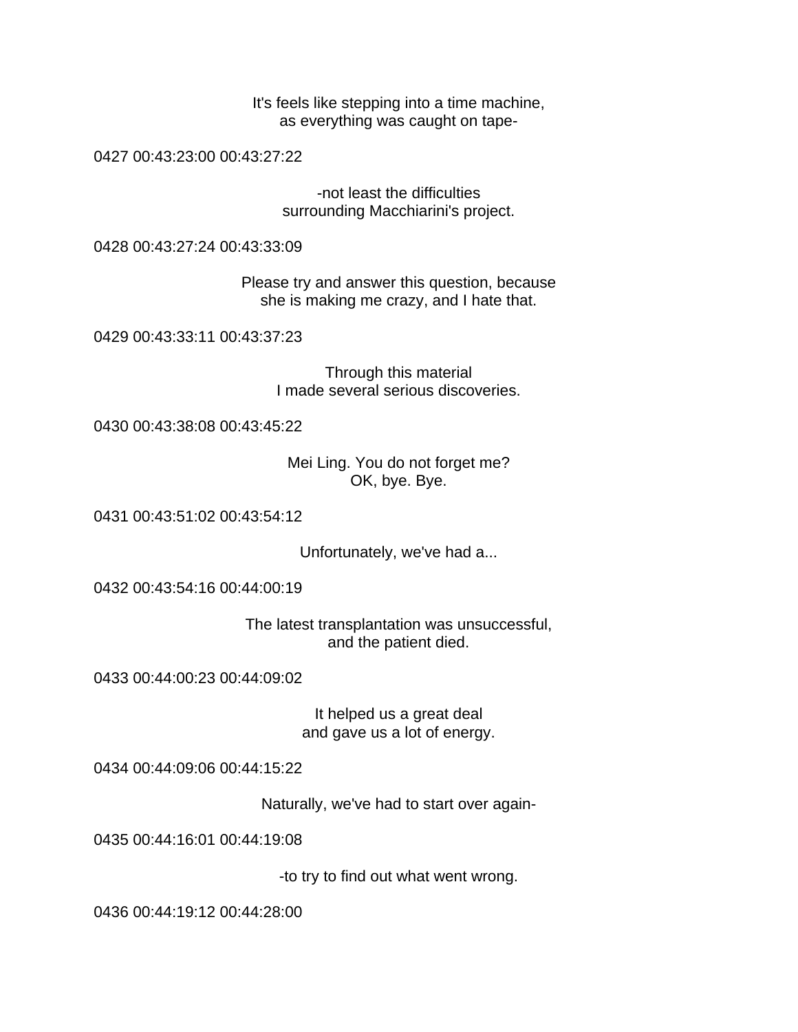It's feels like stepping into a time machine,
as everything was caught on tape-

0427 00:43:23:00 00:43:27:22

-not least the difficulties
surrounding Macchiarini's project.

0428 00:43:27:24 00:43:33:09

Please try and answer this question, because
she is making me crazy, and I hate that.

0429 00:43:33:11 00:43:37:23

Through this material
I made several serious discoveries.

0430 00:43:38:08 00:43:45:22

Mei Ling. You do not forget me?
OK, bye. Bye.

0431 00:43:51:02 00:43:54:12

Unfortunately, we've had a...

0432 00:43:54:16 00:44:00:19

The latest transplantation was unsuccessful,
and the patient died.

0433 00:44:00:23 00:44:09:02

It helped us a great deal
and gave us a lot of energy.

0434 00:44:09:06 00:44:15:22

Naturally, we've had to start over again-

0435 00:44:16:01 00:44:19:08

-to try to find out what went wrong.

0436 00:44:19:12 00:44:28:00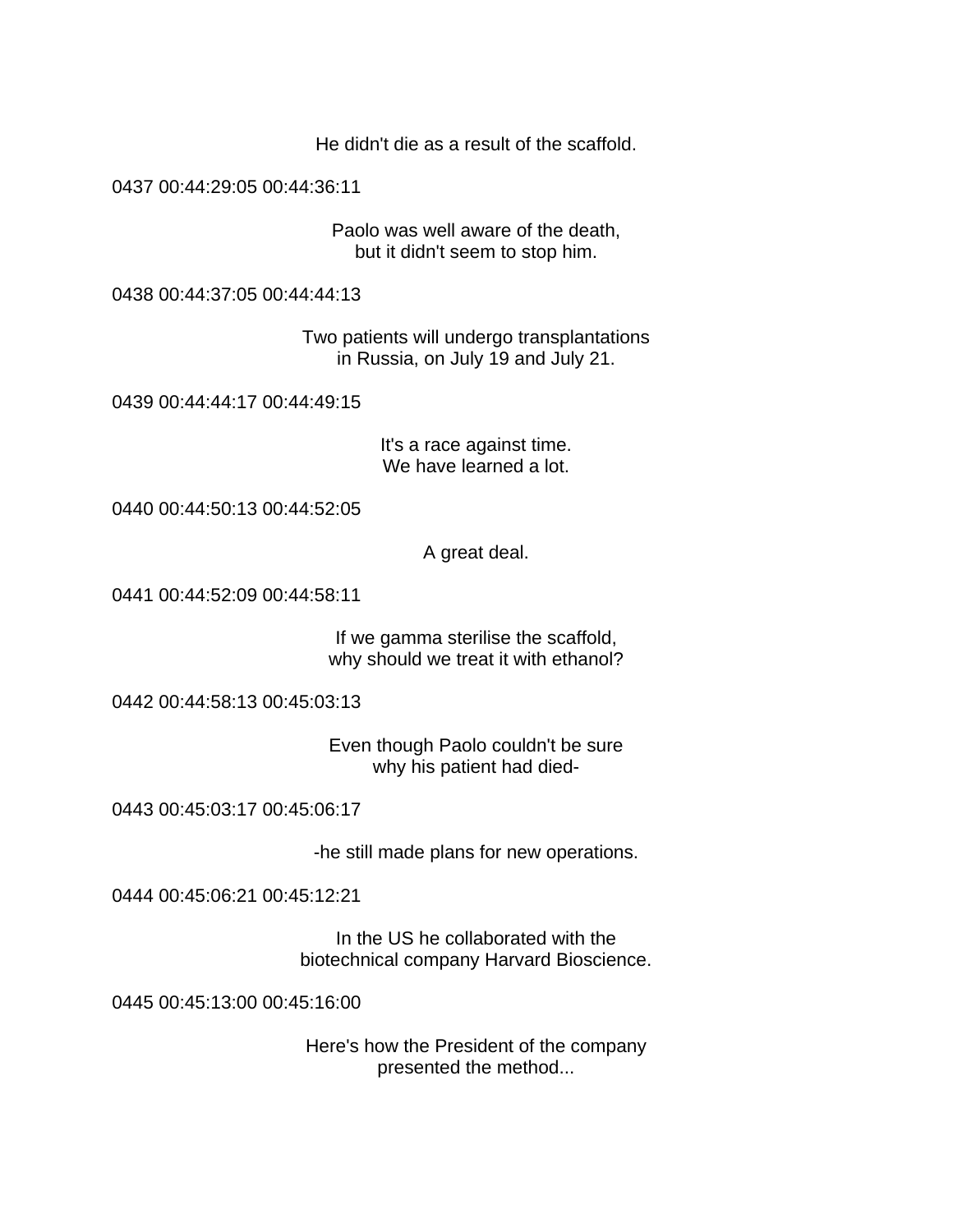He didn't die as a result of the scaffold.

0437 00:44:29:05 00:44:36:11

Paolo was well aware of the death,
but it didn't seem to stop him.

0438 00:44:37:05 00:44:44:13

Two patients will undergo transplantations
in Russia, on July 19 and July 21.

0439 00:44:44:17 00:44:49:15

It's a race against time.
We have learned a lot.

0440 00:44:50:13 00:44:52:05

A great deal.

0441 00:44:52:09 00:44:58:11

If we gamma sterilise the scaffold,
why should we treat it with ethanol?

0442 00:44:58:13 00:45:03:13

Even though Paolo couldn't be sure
why his patient had died-

0443 00:45:03:17 00:45:06:17

-he still made plans for new operations.

0444 00:45:06:21 00:45:12:21

In the US he collaborated with the
biotechnical company Harvard Bioscience.

0445 00:45:13:00 00:45:16:00

Here's how the President of the company
presented the method...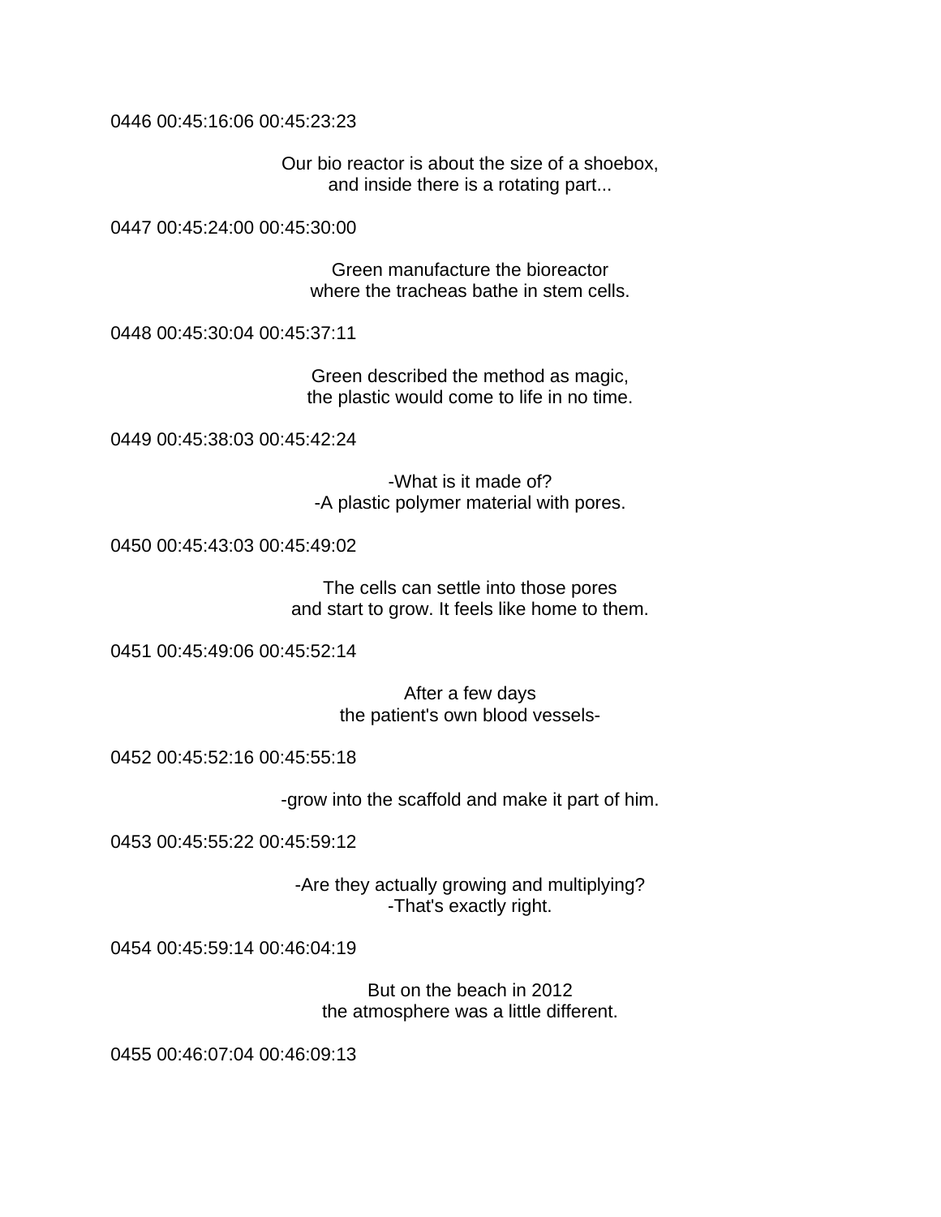0446 00:45:16:06 00:45:23:23

Our bio reactor is about the size of a shoebox,
and inside there is a rotating part...

0447 00:45:24:00 00:45:30:00

Green manufacture the bioreactor
where the tracheas bathe in stem cells.

0448 00:45:30:04 00:45:37:11

Green described the method as magic,
the plastic would come to life in no time.

0449 00:45:38:03 00:45:42:24

-What is it made of?
-A plastic polymer material with pores.

0450 00:45:43:03 00:45:49:02

The cells can settle into those pores
and start to grow. It feels like home to them.

0451 00:45:49:06 00:45:52:14

After a few days
the patient's own blood vessels-

0452 00:45:52:16 00:45:55:18

-grow into the scaffold and make it part of him.

0453 00:45:55:22 00:45:59:12

-Are they actually growing and multiplying?
-That's exactly right.

0454 00:45:59:14 00:46:04:19

But on the beach in 2012
the atmosphere was a little different.

0455 00:46:07:04 00:46:09:13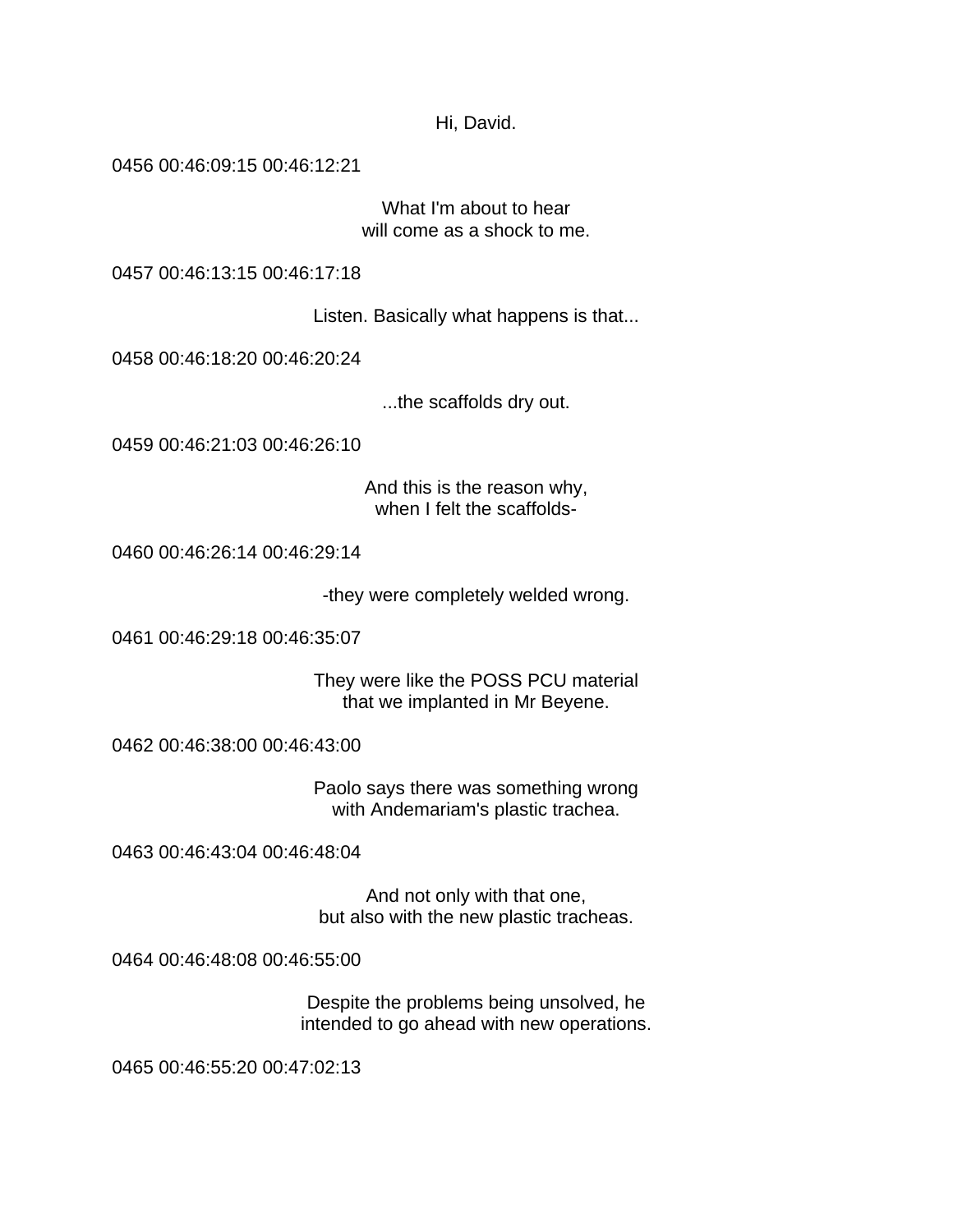Hi, David.

0456 00:46:09:15 00:46:12:21

What I'm about to hear
will come as a shock to me.

0457 00:46:13:15 00:46:17:18

Listen. Basically what happens is that...

0458 00:46:18:20 00:46:20:24

...the scaffolds dry out.

0459 00:46:21:03 00:46:26:10

And this is the reason why,
when I felt the scaffolds-

0460 00:46:26:14 00:46:29:14

-they were completely welded wrong.

0461 00:46:29:18 00:46:35:07

They were like the POSS PCU material
that we implanted in Mr Beyene.

0462 00:46:38:00 00:46:43:00

Paolo says there was something wrong
with Andemariam's plastic trachea.

0463 00:46:43:04 00:46:48:04

And not only with that one,
but also with the new plastic tracheas.

0464 00:46:48:08 00:46:55:00

Despite the problems being unsolved, he
intended to go ahead with new operations.

0465 00:46:55:20 00:47:02:13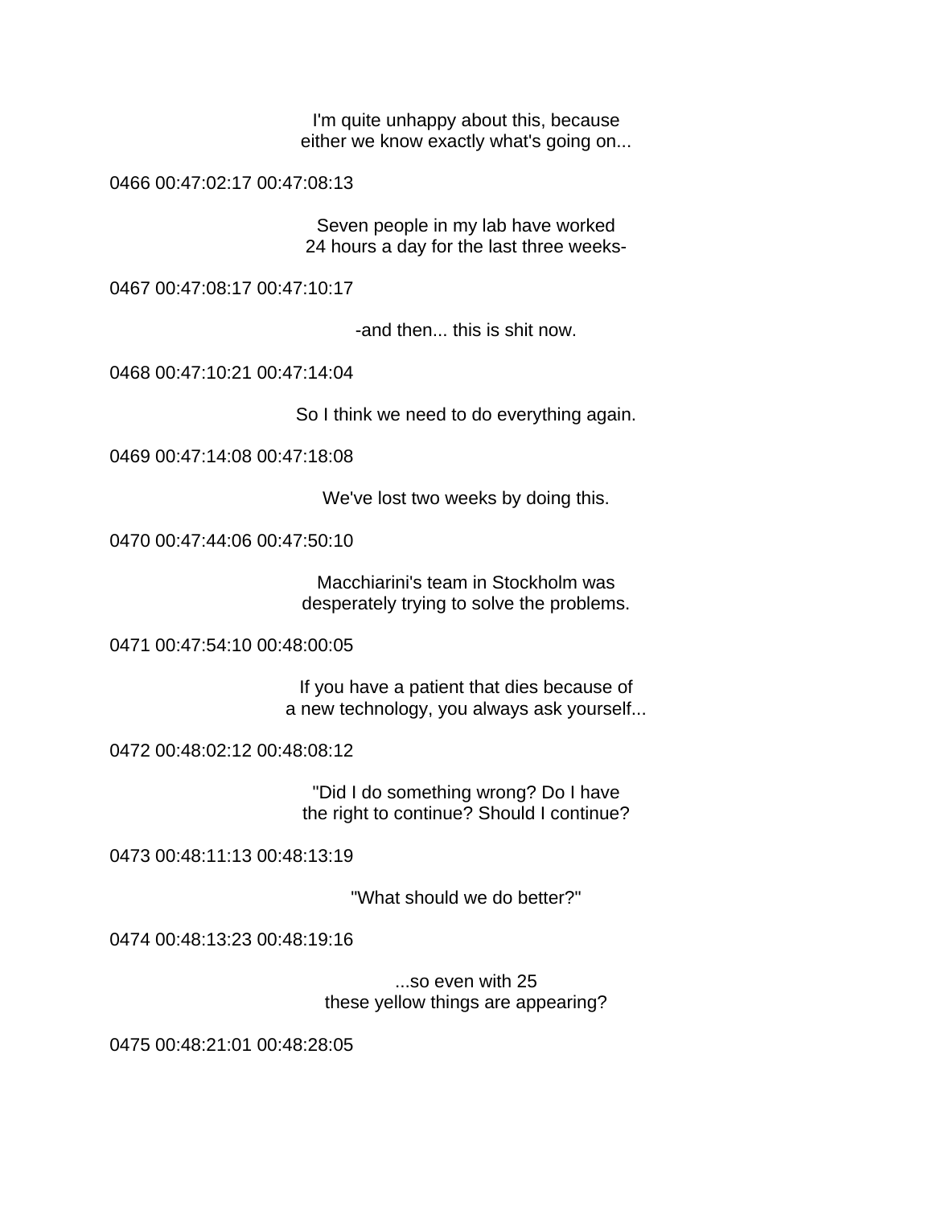I'm quite unhappy about this, because
either we know exactly what's going on...

0466 00:47:02:17 00:47:08:13

Seven people in my lab have worked
24 hours a day for the last three weeks-

0467 00:47:08:17 00:47:10:17

-and then... this is shit now.

0468 00:47:10:21 00:47:14:04

So I think we need to do everything again.

0469 00:47:14:08 00:47:18:08

We've lost two weeks by doing this.

0470 00:47:44:06 00:47:50:10

Macchiarini's team in Stockholm was
desperately trying to solve the problems.

0471 00:47:54:10 00:48:00:05

If you have a patient that dies because of
a new technology, you always ask yourself...

0472 00:48:02:12 00:48:08:12

"Did I do something wrong? Do I have
the right to continue? Should I continue?

0473 00:48:11:13 00:48:13:19

"What should we do better?"

0474 00:48:13:23 00:48:19:16

...so even with 25
these yellow things are appearing?

0475 00:48:21:01 00:48:28:05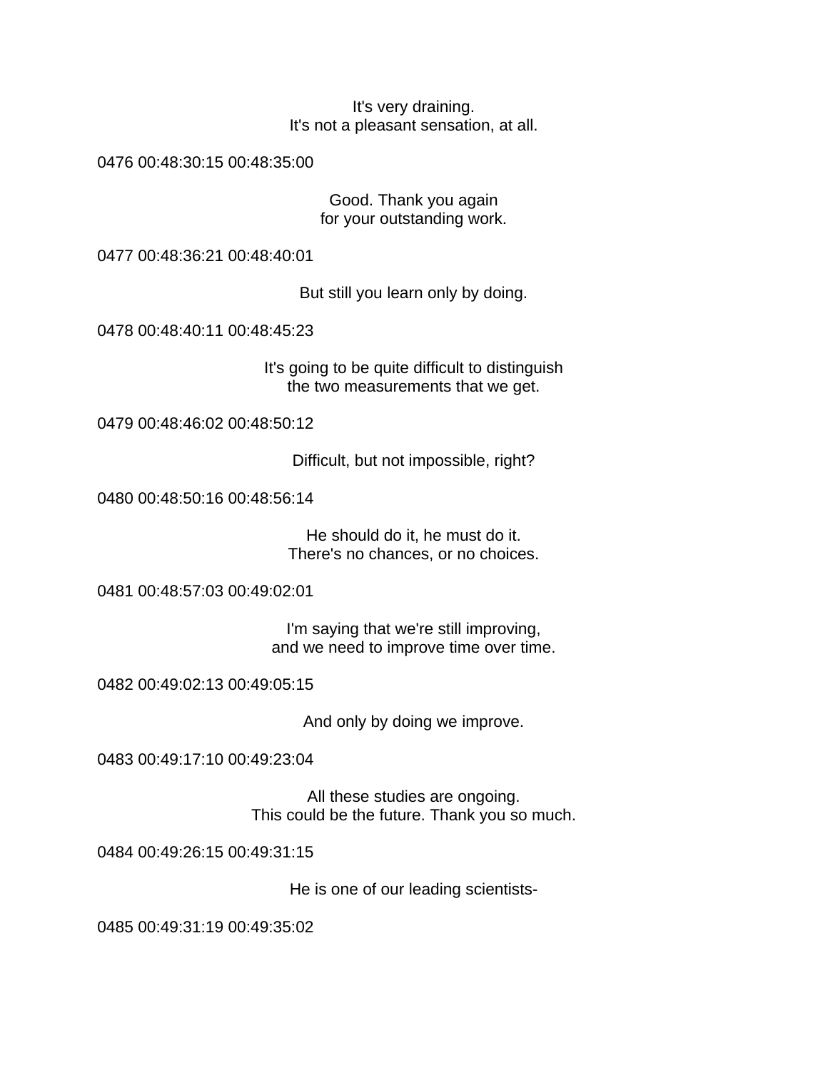It's very draining.
It's not a pleasant sensation, at all.

0476 00:48:30:15 00:48:35:00

Good. Thank you again
for your outstanding work.

0477 00:48:36:21 00:48:40:01

But still you learn only by doing.

0478 00:48:40:11 00:48:45:23

It's going to be quite difficult to distinguish
the two measurements that we get.

0479 00:48:46:02 00:48:50:12

Difficult, but not impossible, right?

0480 00:48:50:16 00:48:56:14

He should do it, he must do it.
There's no chances, or no choices.

0481 00:48:57:03 00:49:02:01

I'm saying that we're still improving,
and we need to improve time over time.

0482 00:49:02:13 00:49:05:15

And only by doing we improve.

0483 00:49:17:10 00:49:23:04

All these studies are ongoing.
This could be the future. Thank you so much.

0484 00:49:26:15 00:49:31:15

He is one of our leading scientists-

0485 00:49:31:19 00:49:35:02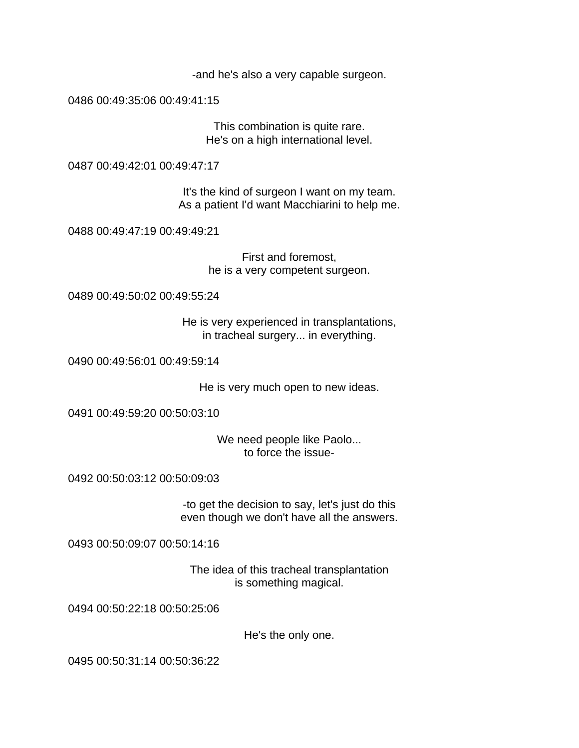-and he's also a very capable surgeon.

0486 00:49:35:06 00:49:41:15

This combination is quite rare.
He's on a high international level.

0487 00:49:42:01 00:49:47:17

It's the kind of surgeon I want on my team.
As a patient I'd want Macchiarini to help me.

0488 00:49:47:19 00:49:49:21

First and foremost,
he is a very competent surgeon.

0489 00:49:50:02 00:49:55:24

He is very experienced in transplantations,
in tracheal surgery... in everything.

0490 00:49:56:01 00:49:59:14

He is very much open to new ideas.

0491 00:49:59:20 00:50:03:10

We need people like Paolo...
to force the issue-

0492 00:50:03:12 00:50:09:03

-to get the decision to say, let's just do this
even though we don't have all the answers.

0493 00:50:09:07 00:50:14:16

The idea of this tracheal transplantation
is something magical.

0494 00:50:22:18 00:50:25:06

He's the only one.

0495 00:50:31:14 00:50:36:22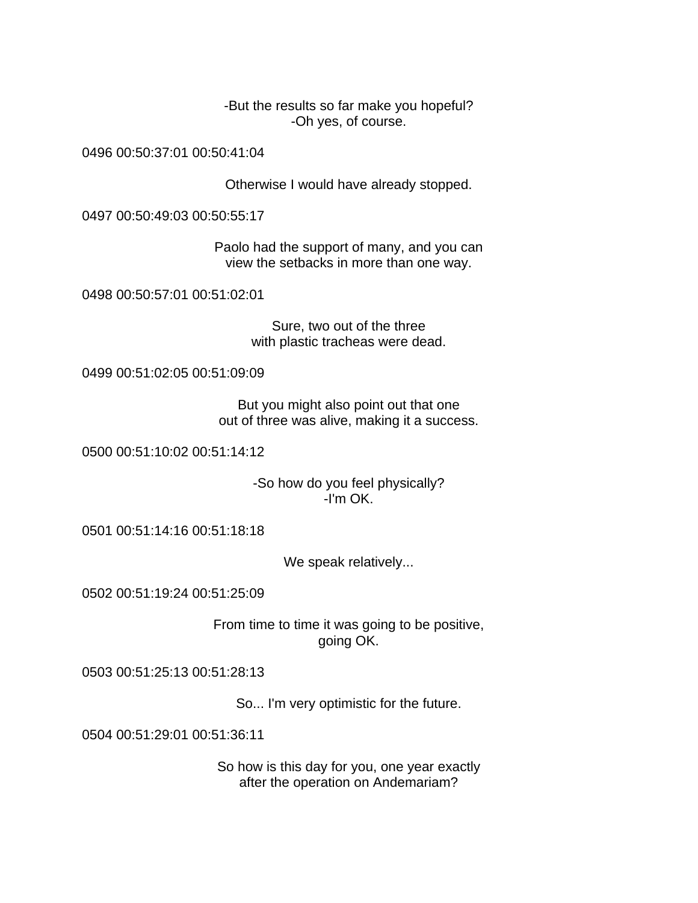-But the results so far make you hopeful?
-Oh yes, of course.

0496 00:50:37:01 00:50:41:04

Otherwise I would have already stopped.

0497 00:50:49:03 00:50:55:17

Paolo had the support of many, and you can
view the setbacks in more than one way.

0498 00:50:57:01 00:51:02:01

Sure, two out of the three
with plastic tracheas were dead.

0499 00:51:02:05 00:51:09:09

But you might also point out that one
out of three was alive, making it a success.

0500 00:51:10:02 00:51:14:12

-So how do you feel physically?
-I'm OK.

0501 00:51:14:16 00:51:18:18

We speak relatively...

0502 00:51:19:24 00:51:25:09

From time to time it was going to be positive,
going OK.

0503 00:51:25:13 00:51:28:13

So... I'm very optimistic for the future.

0504 00:51:29:01 00:51:36:11

So how is this day for you, one year exactly
after the operation on Andemariam?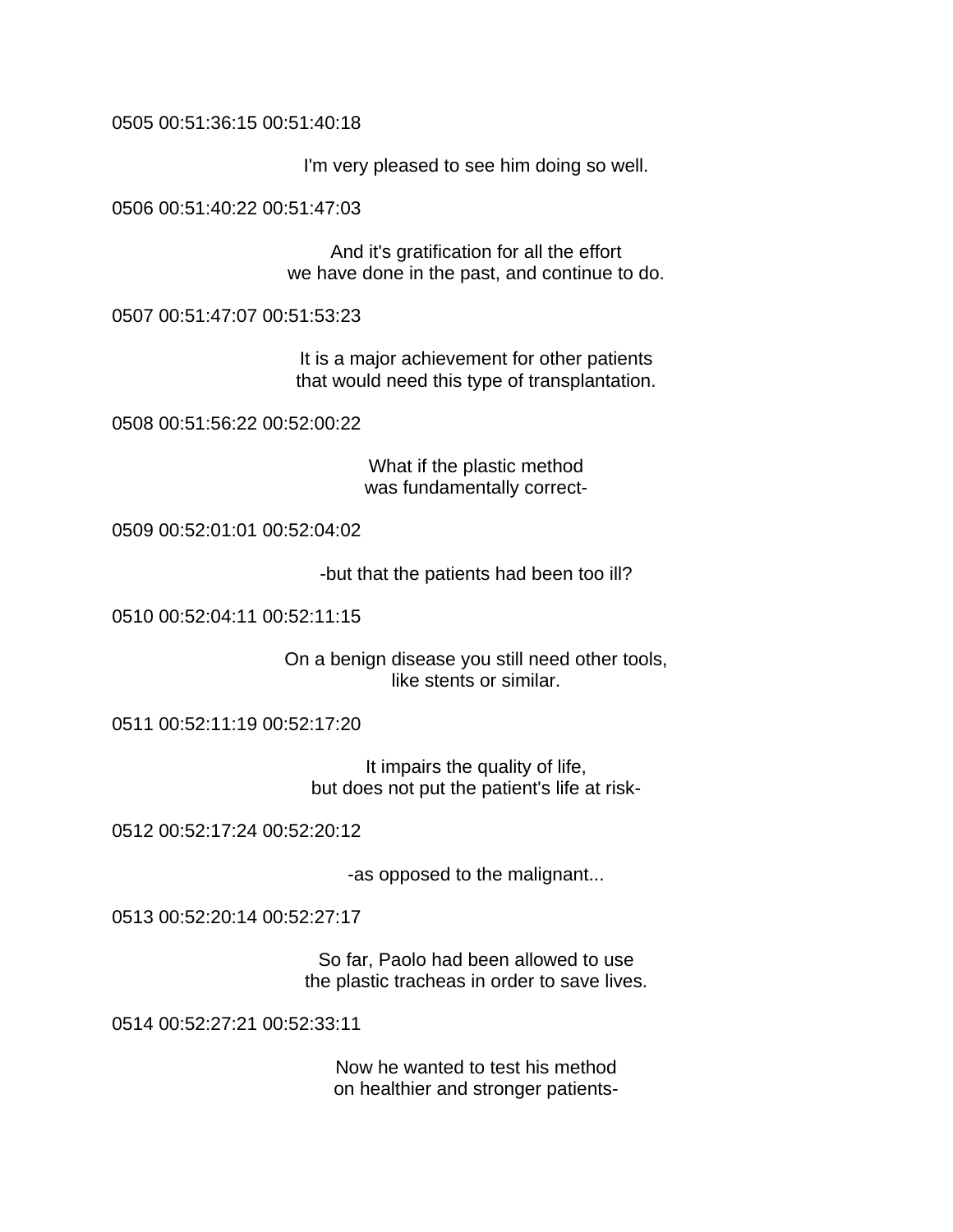0505 00:51:36:15 00:51:40:18

I'm very pleased to see him doing so well.

0506 00:51:40:22 00:51:47:03

And it's gratification for all the effort
we have done in the past, and continue to do.

0507 00:51:47:07 00:51:53:23

It is a major achievement for other patients
that would need this type of transplantation.

0508 00:51:56:22 00:52:00:22

What if the plastic method
was fundamentally correct-

0509 00:52:01:01 00:52:04:02

-but that the patients had been too ill?

0510 00:52:04:11 00:52:11:15

On a benign disease you still need other tools,
like stents or similar.

0511 00:52:11:19 00:52:17:20

It impairs the quality of life,
but does not put the patient's life at risk-

0512 00:52:17:24 00:52:20:12

-as opposed to the malignant...

0513 00:52:20:14 00:52:27:17

So far, Paolo had been allowed to use
the plastic tracheas in order to save lives.

0514 00:52:27:21 00:52:33:11

Now he wanted to test his method
on healthier and stronger patients-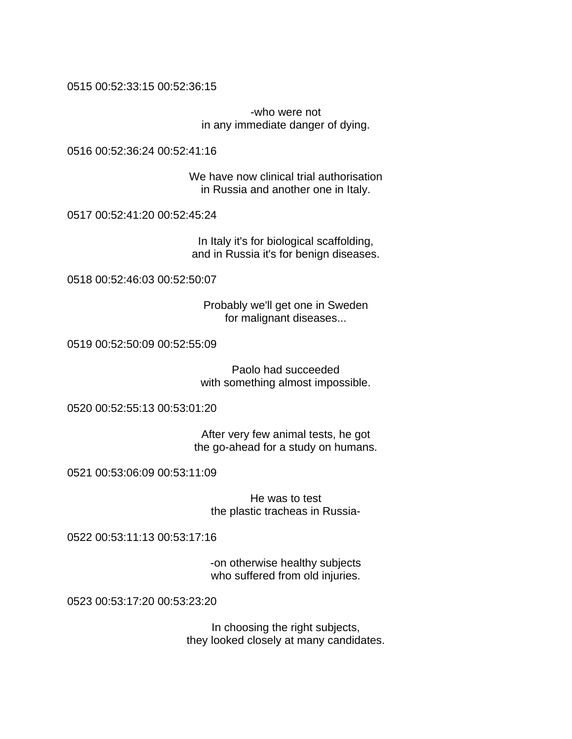0515 00:52:33:15 00:52:36:15

-who were not
in any immediate danger of dying.

0516 00:52:36:24 00:52:41:16

We have now clinical trial authorisation
in Russia and another one in Italy.

0517 00:52:41:20 00:52:45:24

In Italy it's for biological scaffolding,
and in Russia it's for benign diseases.

0518 00:52:46:03 00:52:50:07

Probably we'll get one in Sweden
for malignant diseases...

0519 00:52:50:09 00:52:55:09

Paolo had succeeded
with something almost impossible.

0520 00:52:55:13 00:53:01:20

After very few animal tests, he got
the go-ahead for a study on humans.

0521 00:53:06:09 00:53:11:09

He was to test
the plastic tracheas in Russia-

0522 00:53:11:13 00:53:17:16

-on otherwise healthy subjects
who suffered from old injuries.

0523 00:53:17:20 00:53:23:20

In choosing the right subjects,
they looked closely at many candidates.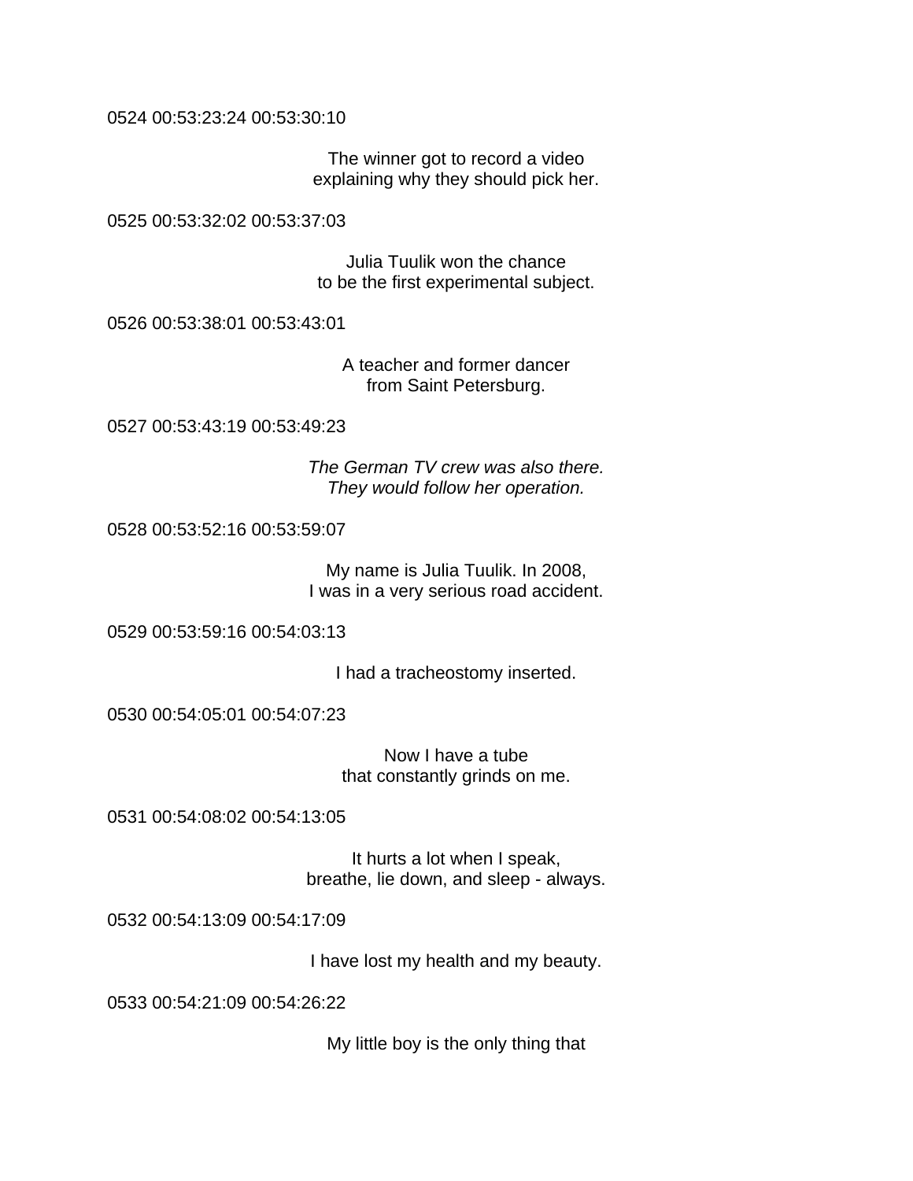0524 00:53:23:24 00:53:30:10

The winner got to record a video
explaining why they should pick her.

0525 00:53:32:02 00:53:37:03

Julia Tuulik won the chance
to be the first experimental subject.

0526 00:53:38:01 00:53:43:01

A teacher and former dancer
from Saint Petersburg.

0527 00:53:43:19 00:53:49:23

*The German TV crew was also there.*
*They would follow her operation.*

0528 00:53:52:16 00:53:59:07

My name is Julia Tuulik. In 2008,
I was in a very serious road accident.

0529 00:53:59:16 00:54:03:13

I had a tracheostomy inserted.

0530 00:54:05:01 00:54:07:23

Now I have a tube
that constantly grinds on me.

0531 00:54:08:02 00:54:13:05

It hurts a lot when I speak,
breathe, lie down, and sleep - always.

0532 00:54:13:09 00:54:17:09

I have lost my health and my beauty.

0533 00:54:21:09 00:54:26:22

My little boy is the only thing that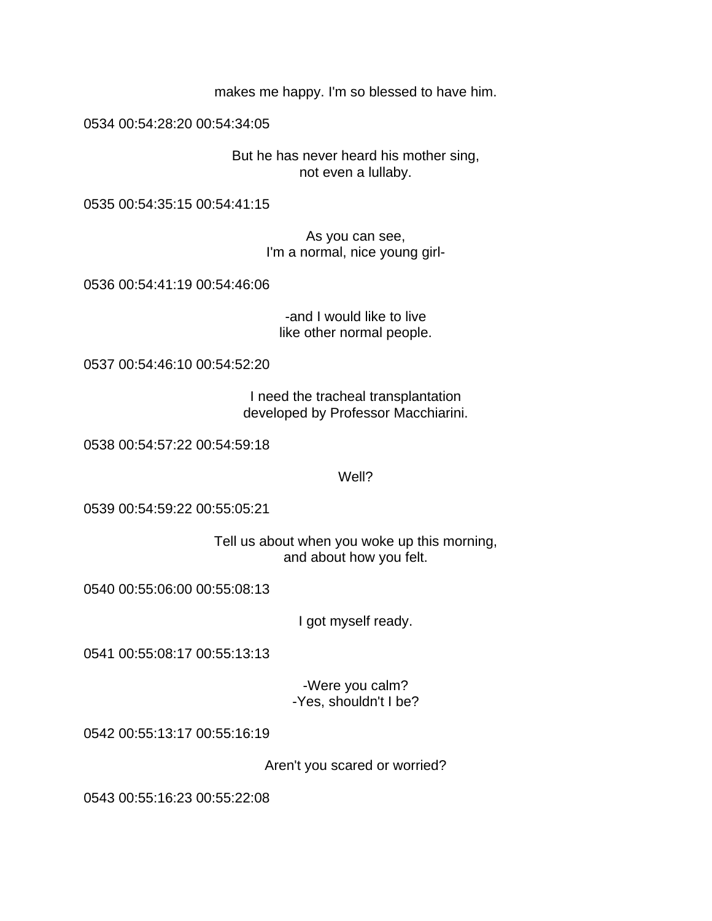makes me happy. I'm so blessed to have him.

0534 00:54:28:20 00:54:34:05

But he has never heard his mother sing,
not even a lullaby.

0535 00:54:35:15 00:54:41:15

As you can see,
I'm a normal, nice young girl-

0536 00:54:41:19 00:54:46:06

-and I would like to live
like other normal people.

0537 00:54:46:10 00:54:52:20

I need the tracheal transplantation
developed by Professor Macchiarini.

0538 00:54:57:22 00:54:59:18

Well?

0539 00:54:59:22 00:55:05:21

Tell us about when you woke up this morning,
and about how you felt.

0540 00:55:06:00 00:55:08:13

I got myself ready.

0541 00:55:08:17 00:55:13:13

-Were you calm?
-Yes, shouldn't I be?

0542 00:55:13:17 00:55:16:19

Aren't you scared or worried?

0543 00:55:16:23 00:55:22:08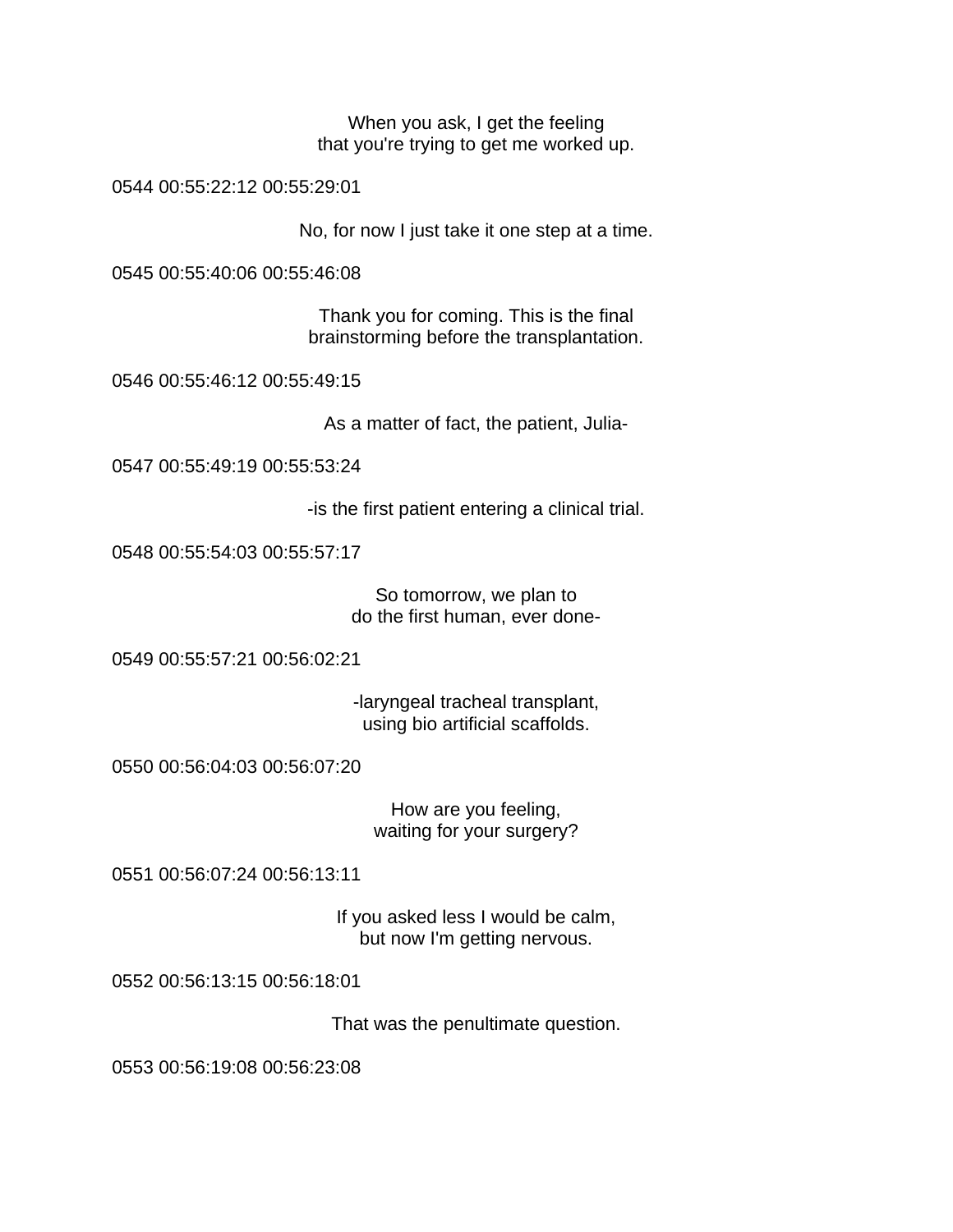When you ask, I get the feeling
that you're trying to get me worked up.

0544 00:55:22:12 00:55:29:01

No, for now I just take it one step at a time.

0545 00:55:40:06 00:55:46:08

Thank you for coming. This is the final
brainstorming before the transplantation.

0546 00:55:46:12 00:55:49:15

As a matter of fact, the patient, Julia-

0547 00:55:49:19 00:55:53:24

-is the first patient entering a clinical trial.

0548 00:55:54:03 00:55:57:17

So tomorrow, we plan to
do the first human, ever done-

0549 00:55:57:21 00:56:02:21

-laryngeal tracheal transplant,
using bio artificial scaffolds.

0550 00:56:04:03 00:56:07:20

How are you feeling,
waiting for your surgery?

0551 00:56:07:24 00:56:13:11

If you asked less I would be calm,
but now I'm getting nervous.

0552 00:56:13:15 00:56:18:01

That was the penultimate question.

0553 00:56:19:08 00:56:23:08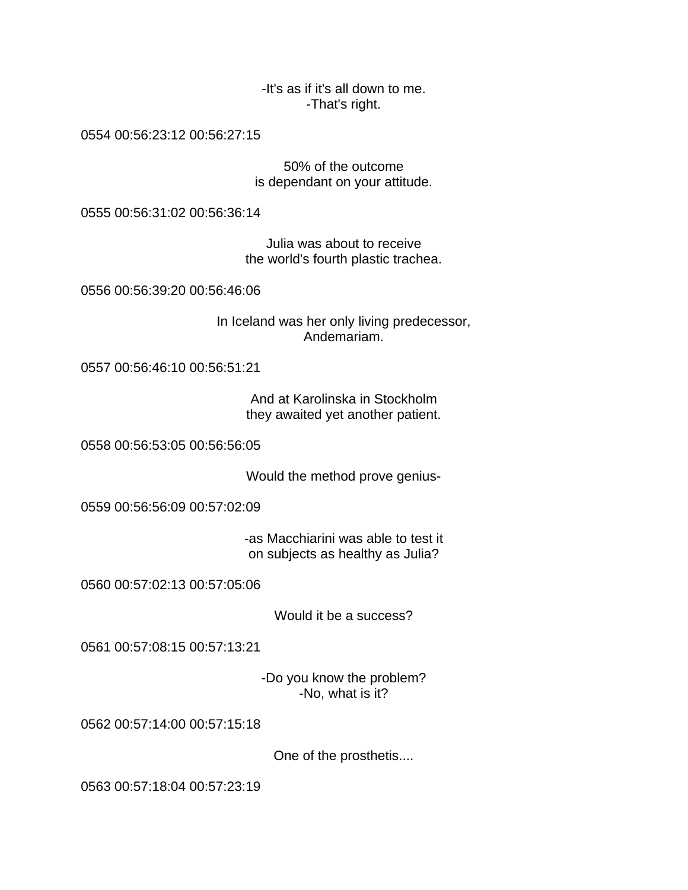-It's as if it's all down to me.
-That's right.

0554 00:56:23:12 00:56:27:15

50% of the outcome
is dependant on your attitude.

0555 00:56:31:02 00:56:36:14

Julia was about to receive
the world's fourth plastic trachea.

0556 00:56:39:20 00:56:46:06

In Iceland was her only living predecessor,
Andemariam.

0557 00:56:46:10 00:56:51:21

And at Karolinska in Stockholm
they awaited yet another patient.

0558 00:56:53:05 00:56:56:05

Would the method prove genius-

0559 00:56:56:09 00:57:02:09

-as Macchiarini was able to test it
on subjects as healthy as Julia?

0560 00:57:02:13 00:57:05:06

Would it be a success?

0561 00:57:08:15 00:57:13:21

-Do you know the problem?
-No, what is it?

0562 00:57:14:00 00:57:15:18

One of the prosthetis....

0563 00:57:18:04 00:57:23:19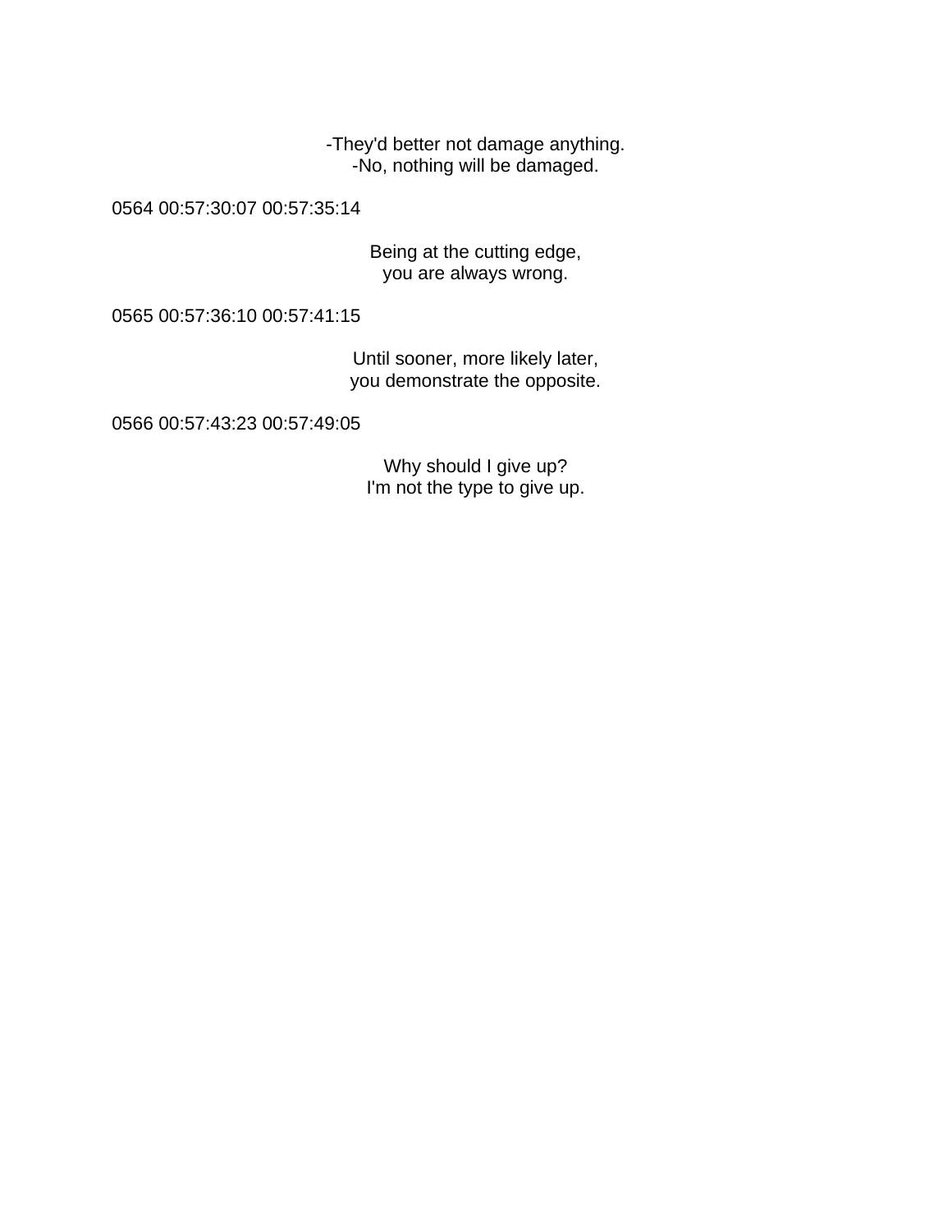-They'd better not damage anything.
-No, nothing will be damaged.

0564 00:57:30:07 00:57:35:14

Being at the cutting edge,
you are always wrong.

0565 00:57:36:10 00:57:41:15

Until sooner, more likely later,
you demonstrate the opposite.

0566 00:57:43:23 00:57:49:05

Why should I give up?
I'm not the type to give up.